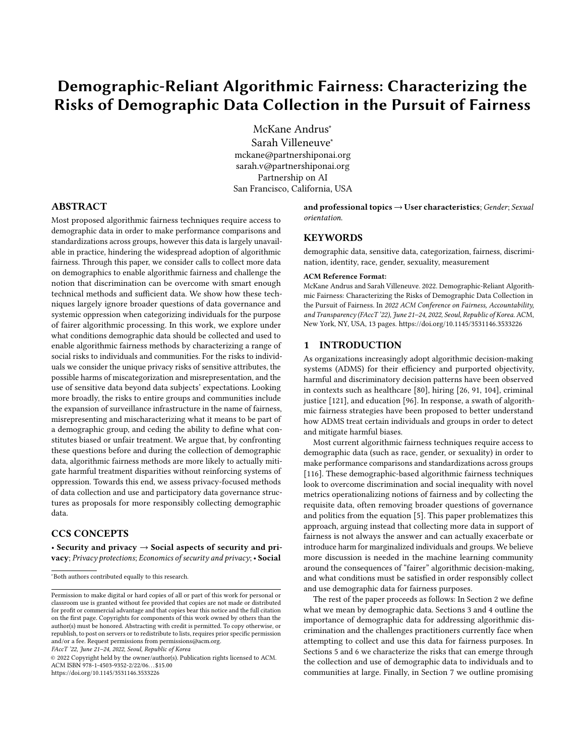# Demographic-Reliant Algorithmic Fairness: Characterizing the Risks of Demographic Data Collection in the Pursuit of Fairness

McKane Andrus*
Sarah Villeneuve*
mckane@partnershiponai.org
sarah.v@partnershiponai.org
Partnership on AI
San Francisco, California, USA

## ABSTRACT

Most proposed algorithmic fairness techniques require access to demographic data in order to make performance comparisons and standardizations across groups, however this data is largely unavailable in practice, hindering the widespread adoption of algorithmic fairness. Through this paper, we consider calls to collect more data on demographics to enable algorithmic fairness and challenge the notion that discrimination can be overcome with smart enough technical methods and sufficient data. We show how these techniques largely ignore broader questions of data governance and systemic oppression when categorizing individuals for the purpose of fairer algorithmic processing. In this work, we explore under what conditions demographic data should be collected and used to enable algorithmic fairness methods by characterizing a range of social risks to individuals and communities. For the risks to individuals we consider the unique privacy risks of sensitive attributes, the possible harms of miscategorization and misrepresentation, and the use of sensitive data beyond data subjects' expectations. Looking more broadly, the risks to entire groups and communities include the expansion of surveillance infrastructure in the name of fairness, misrepresenting and mischaracterizing what it means to be part of a demographic group, and ceding the ability to define what constitutes biased or unfair treatment. We argue that, by confronting these questions before and during the collection of demographic data, algorithmic fairness methods are more likely to actually mitigate harmful treatment disparities without reinforcing systems of oppression. Towards this end, we assess privacy-focused methods of data collection and use and participatory data governance structures as proposals for more responsibly collecting demographic data.

## CCS CONCEPTS

• **Security and privacy → Social aspects of security and privacy**; *Privacy protections*; *Economics of security and privacy*; • **Social and professional topics → User characteristics**; *Gender*; *Sexual orientation.*

## KEYWORDS

demographic data, sensitive data, categorization, fairness, discrimination, identity, race, gender, sexuality, measurement

**ACM Reference Format:**

McKane Andrus and Sarah Villeneuve. 2022. Demographic-Reliant Algorithmic Fairness: Characterizing the Risks of Demographic Data Collection in the Pursuit of Fairness. In *2022 ACM Conference on Fairness, Accountability, and Transparency (FAccT '22), June 21–24, 2022, Seoul, Republic of Korea.* ACM, New York, NY, USA, 13 pages. https://doi.org/10.1145/3531146.3533226

*Both authors contributed equally to this research.

Permission to make digital or hard copies of all or part of this work for personal or classroom use is granted without fee provided that copies are not made or distributed for profit or commercial advantage and that copies bear this notice and the full citation on the first page. Copyrights for components of this work owned by others than the author(s) must be honored. Abstracting with credit is permitted. To copy otherwise, or republish, to post on servers or to redistribute to lists, requires prior specific permission and/or a fee. Request permissions from permissions@acm.org.
*FAccT '22, June 21–24, 2022, Seoul, Republic of Korea*
© 2022 Copyright held by the owner/author(s). Publication rights licensed to ACM.
ACM ISBN 978-1-4503-9352-2/22/06…$15.00
https://doi.org/10.1145/3531146.3533226

## 1 INTRODUCTION

As organizations increasingly adopt algorithmic decision-making systems (ADMS) for their efficiency and purported objectivity, harmful and discriminatory decision patterns have been observed in contexts such as healthcare [80], hiring [26, 91, 104], criminal justice [121], and education [96]. In response, a swath of algorithmic fairness strategies have been proposed to better understand how ADMS treat certain individuals and groups in order to detect and mitigate harmful biases.

Most current algorithmic fairness techniques require access to demographic data (such as race, gender, or sexuality) in order to make performance comparisons and standardizations across groups [116]. These demographic-based algorithmic fairness techniques look to overcome discrimination and social inequality with novel metrics operationalizing notions of fairness and by collecting the requisite data, often removing broader questions of governance and politics from the equation [5]. This paper problematizes this approach, arguing instead that collecting more data in support of fairness is not always the answer and can actually exacerbate or introduce harm for marginalized individuals and groups. We believe more discussion is needed in the machine learning community around the consequences of "fairer" algorithmic decision-making, and what conditions must be satisfied in order responsibly collect and use demographic data for fairness purposes.

The rest of the paper proceeds as follows: In Section 2 we define what we mean by demographic data. Sections 3 and 4 outline the importance of demographic data for addressing algorithmic discrimination and the challenges practitioners currently face when attempting to collect and use this data for fairness purposes. In Sections 5 and 6 we characterize the risks that can emerge through the collection and use of demographic data to individuals and to communities at large. Finally, in Section 7 we outline promising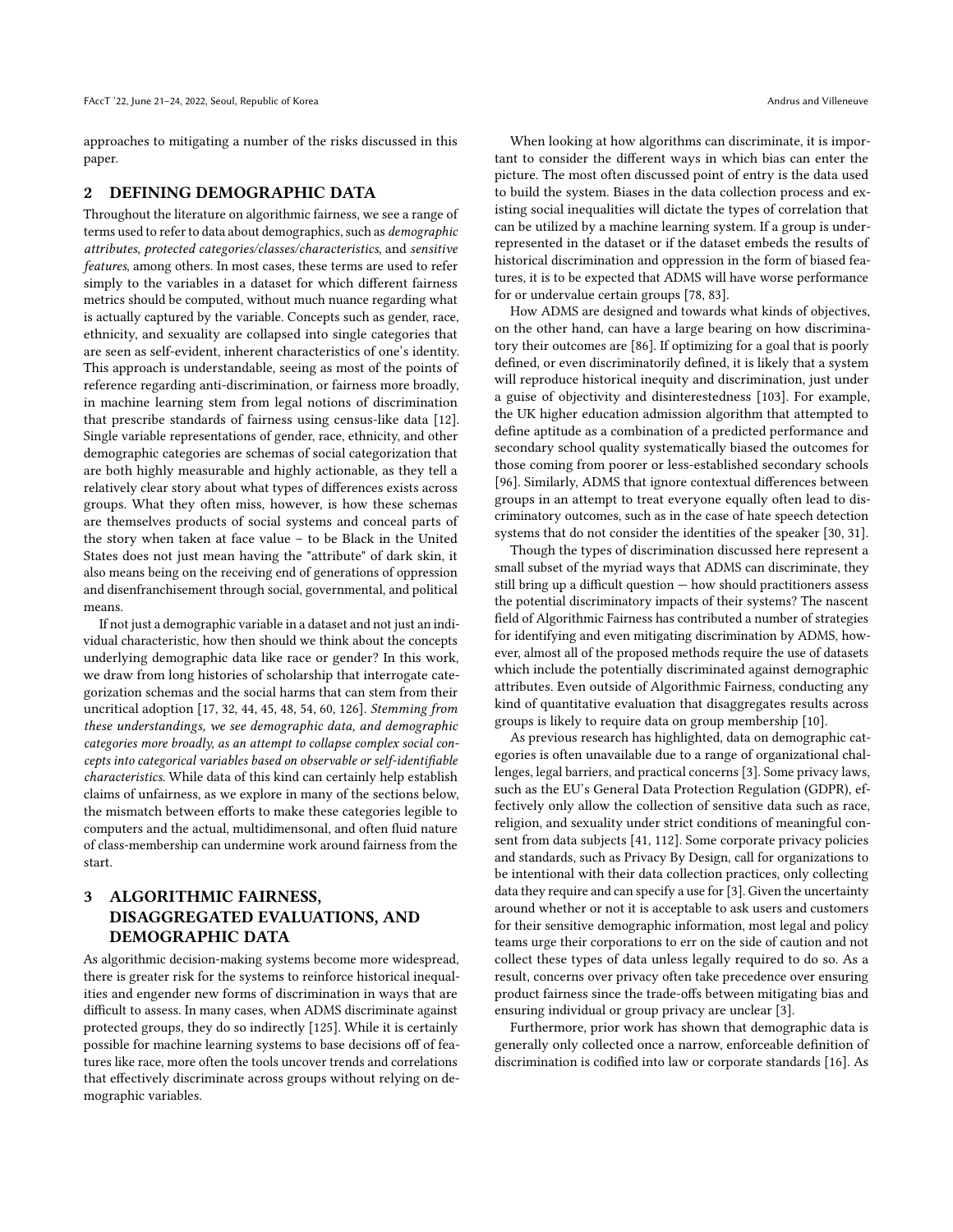approaches to mitigating a number of the risks discussed in this paper.

## 2 DEFINING DEMOGRAPHIC DATA

Throughout the literature on algorithmic fairness, we see a range of terms used to refer to data about demographics, such as *demographic attributes*, *protected categories/classes/characteristics*, and *sensitive features*, among others. In most cases, these terms are used to refer simply to the variables in a dataset for which different fairness metrics should be computed, without much nuance regarding what is actually captured by the variable. Concepts such as gender, race, ethnicity, and sexuality are collapsed into single categories that are seen as self-evident, inherent characteristics of one's identity. This approach is understandable, seeing as most of the points of reference regarding anti-discrimination, or fairness more broadly, in machine learning stem from legal notions of discrimination that prescribe standards of fairness using census-like data [12]. Single variable representations of gender, race, ethnicity, and other demographic categories are schemas of social categorization that are both highly measurable and highly actionable, as they tell a relatively clear story about what types of differences exists across groups. What they often miss, however, is how these schemas are themselves products of social systems and conceal parts of the story when taken at face value – to be Black in the United States does not just mean having the "attribute" of dark skin, it also means being on the receiving end of generations of oppression and disenfranchisement through social, governmental, and political means.

If not just a demographic variable in a dataset and not just an individual characteristic, how then should we think about the concepts underlying demographic data like race or gender? In this work, we draw from long histories of scholarship that interrogate categorization schemas and the social harms that can stem from their uncritical adoption [17, 32, 44, 45, 48, 54, 60, 126]. *Stemming from these understandings, we see demographic data, and demographic categories more broadly, as an attempt to collapse complex social concepts into categorical variables based on observable or self-identifiable characteristics.* While data of this kind can certainly help establish claims of unfairness, as we explore in many of the sections below, the mismatch between efforts to make these categories legible to computers and the actual, multidimensonal, and often fluid nature of class-membership can undermine work around fairness from the start.

## 3 ALGORITHMIC FAIRNESS, DISAGGREGATED EVALUATIONS, AND DEMOGRAPHIC DATA

As algorithmic decision-making systems become more widespread, there is greater risk for the systems to reinforce historical inequalities and engender new forms of discrimination in ways that are difficult to assess. In many cases, when ADMS discriminate against protected groups, they do so indirectly [125]. While it is certainly possible for machine learning systems to base decisions off of features like race, more often the tools uncover trends and correlations that effectively discriminate across groups without relying on demographic variables.

When looking at how algorithms can discriminate, it is important to consider the different ways in which bias can enter the picture. The most often discussed point of entry is the data used to build the system. Biases in the data collection process and existing social inequalities will dictate the types of correlation that can be utilized by a machine learning system. If a group is underrepresented in the dataset or if the dataset embeds the results of historical discrimination and oppression in the form of biased features, it is to be expected that ADMS will have worse performance for or undervalue certain groups [78, 83].

How ADMS are designed and towards what kinds of objectives, on the other hand, can have a large bearing on how discriminatory their outcomes are [86]. If optimizing for a goal that is poorly defined, or even discriminatorily defined, it is likely that a system will reproduce historical inequity and discrimination, just under a guise of objectivity and disinterestedness [103]. For example, the UK higher education admission algorithm that attempted to define aptitude as a combination of a predicted performance and secondary school quality systematically biased the outcomes for those coming from poorer or less-established secondary schools [96]. Similarly, ADMS that ignore contextual differences between groups in an attempt to treat everyone equally often lead to discriminatory outcomes, such as in the case of hate speech detection systems that do not consider the identities of the speaker [30, 31].

Though the types of discrimination discussed here represent a small subset of the myriad ways that ADMS can discriminate, they still bring up a difficult question — how should practitioners assess the potential discriminatory impacts of their systems? The nascent field of Algorithmic Fairness has contributed a number of strategies for identifying and even mitigating discrimination by ADMS, however, almost all of the proposed methods require the use of datasets which include the potentially discriminated against demographic attributes. Even outside of Algorithmic Fairness, conducting any kind of quantitative evaluation that disaggregates results across groups is likely to require data on group membership [10].

As previous research has highlighted, data on demographic categories is often unavailable due to a range of organizational challenges, legal barriers, and practical concerns [3]. Some privacy laws, such as the EU's General Data Protection Regulation (GDPR), effectively only allow the collection of sensitive data such as race, religion, and sexuality under strict conditions of meaningful consent from data subjects [41, 112]. Some corporate privacy policies and standards, such as Privacy By Design, call for organizations to be intentional with their data collection practices, only collecting data they require and can specify a use for [3]. Given the uncertainty around whether or not it is acceptable to ask users and customers for their sensitive demographic information, most legal and policy teams urge their corporations to err on the side of caution and not collect these types of data unless legally required to do so. As a result, concerns over privacy often take precedence over ensuring product fairness since the trade-offs between mitigating bias and ensuring individual or group privacy are unclear [3].

Furthermore, prior work has shown that demographic data is generally only collected once a narrow, enforceable definition of discrimination is codified into law or corporate standards [16]. As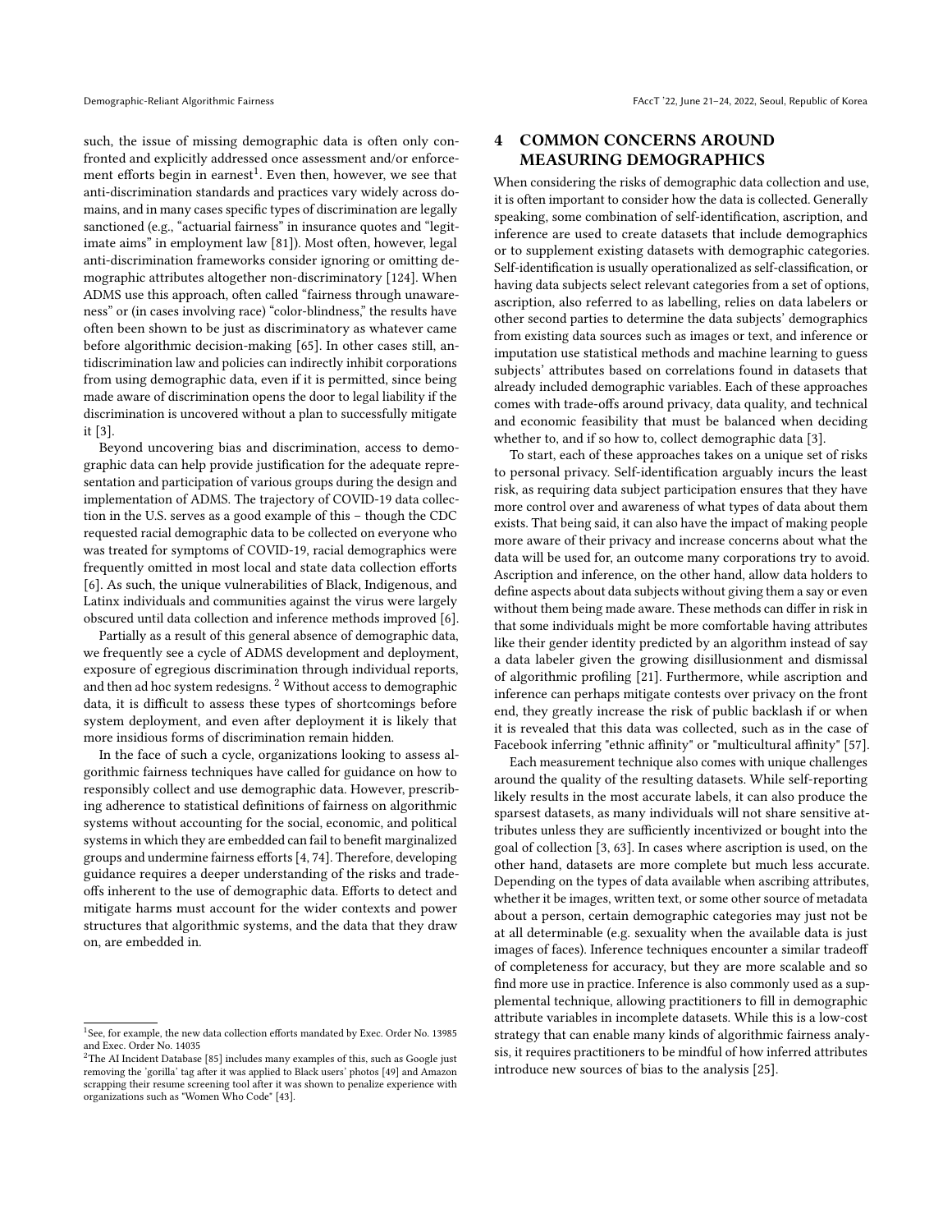such, the issue of missing demographic data is often only confronted and explicitly addressed once assessment and/or enforcement efforts begin in earnest[1]. Even then, however, we see that anti-discrimination standards and practices vary widely across domains, and in many cases specific types of discrimination are legally sanctioned (e.g., "actuarial fairness" in insurance quotes and "legitimate aims" in employment law [81]). Most often, however, legal anti-discrimination frameworks consider ignoring or omitting demographic attributes altogether non-discriminatory [124]. When ADMS use this approach, often called "fairness through unawareness" or (in cases involving race) "color-blindness," the results have often been shown to be just as discriminatory as whatever came before algorithmic decision-making [65]. In other cases still, antidiscrimination law and policies can indirectly inhibit corporations from using demographic data, even if it is permitted, since being made aware of discrimination opens the door to legal liability if the discrimination is uncovered without a plan to successfully mitigate it [3].

Beyond uncovering bias and discrimination, access to demographic data can help provide justification for the adequate representation and participation of various groups during the design and implementation of ADMS. The trajectory of COVID-19 data collection in the U.S. serves as a good example of this – though the CDC requested racial demographic data to be collected on everyone who was treated for symptoms of COVID-19, racial demographics were frequently omitted in most local and state data collection efforts [6]. As such, the unique vulnerabilities of Black, Indigenous, and Latinx individuals and communities against the virus were largely obscured until data collection and inference methods improved [6].

Partially as a result of this general absence of demographic data, we frequently see a cycle of ADMS development and deployment, exposure of egregious discrimination through individual reports, and then ad hoc system redesigns. [2] Without access to demographic data, it is difficult to assess these types of shortcomings before system deployment, and even after deployment it is likely that more insidious forms of discrimination remain hidden.

In the face of such a cycle, organizations looking to assess algorithmic fairness techniques have called for guidance on how to responsibly collect and use demographic data. However, prescribing adherence to statistical definitions of fairness on algorithmic systems without accounting for the social, economic, and political systems in which they are embedded can fail to benefit marginalized groups and undermine fairness efforts [4, 74]. Therefore, developing guidance requires a deeper understanding of the risks and tradeoffs inherent to the use of demographic data. Efforts to detect and mitigate harms must account for the wider contexts and power structures that algorithmic systems, and the data that they draw on, are embedded in.

## 4 COMMON CONCERNS AROUND MEASURING DEMOGRAPHICS

When considering the risks of demographic data collection and use, it is often important to consider how the data is collected. Generally speaking, some combination of self-identification, ascription, and inference are used to create datasets that include demographics or to supplement existing datasets with demographic categories. Self-identification is usually operationalized as self-classification, or having data subjects select relevant categories from a set of options, ascription, also referred to as labelling, relies on data labelers or other second parties to determine the data subjects' demographics from existing data sources such as images or text, and inference or imputation use statistical methods and machine learning to guess subjects' attributes based on correlations found in datasets that already included demographic variables. Each of these approaches comes with trade-offs around privacy, data quality, and technical and economic feasibility that must be balanced when deciding whether to, and if so how to, collect demographic data [3].

To start, each of these approaches takes on a unique set of risks to personal privacy. Self-identification arguably incurs the least risk, as requiring data subject participation ensures that they have more control over and awareness of what types of data about them exists. That being said, it can also have the impact of making people more aware of their privacy and increase concerns about what the data will be used for, an outcome many corporations try to avoid. Ascription and inference, on the other hand, allow data holders to define aspects about data subjects without giving them a say or even without them being made aware. These methods can differ in risk in that some individuals might be more comfortable having attributes like their gender identity predicted by an algorithm instead of say a data labeler given the growing disillusionment and dismissal of algorithmic profiling [21]. Furthermore, while ascription and inference can perhaps mitigate contests over privacy on the front end, they greatly increase the risk of public backlash if or when it is revealed that this data was collected, such as in the case of Facebook inferring "ethnic affinity" or "multicultural affinity" [57].

Each measurement technique also comes with unique challenges around the quality of the resulting datasets. While self-reporting likely results in the most accurate labels, it can also produce the sparsest datasets, as many individuals will not share sensitive attributes unless they are sufficiently incentivized or bought into the goal of collection [3, 63]. In cases where ascription is used, on the other hand, datasets are more complete but much less accurate. Depending on the types of data available when ascribing attributes, whether it be images, written text, or some other source of metadata about a person, certain demographic categories may just not be at all determinable (e.g. sexuality when the available data is just images of faces). Inference techniques encounter a similar tradeoff of completeness for accuracy, but they are more scalable and so find more use in practice. Inference is also commonly used as a supplemental technique, allowing practitioners to fill in demographic attribute variables in incomplete datasets. While this is a low-cost strategy that can enable many kinds of algorithmic fairness analysis, it requires practitioners to be mindful of how inferred attributes introduce new sources of bias to the analysis [25].

---

[1] See, for example, the new data collection efforts mandated by Exec. Order No. 13985 and Exec. Order No. 14035

[2] The AI Incident Database [85] includes many examples of this, such as Google just removing the 'gorilla' tag after it was applied to Black users' photos [49] and Amazon scrapping their resume screening tool after it was shown to penalize experience with organizations such as "Women Who Code" [43].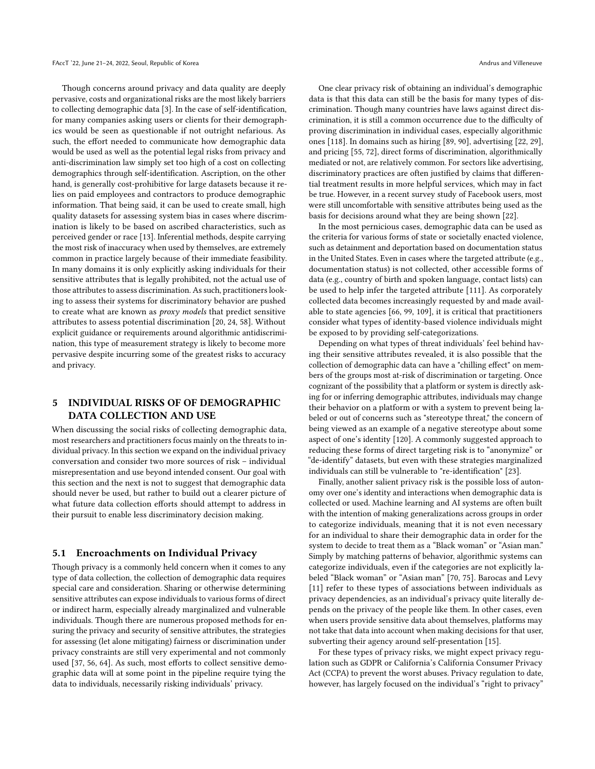Though concerns around privacy and data quality are deeply pervasive, costs and organizational risks are the most likely barriers to collecting demographic data [3]. In the case of self-identification, for many companies asking users or clients for their demographics would be seen as questionable if not outright nefarious. As such, the effort needed to communicate how demographic data would be used as well as the potential legal risks from privacy and anti-discrimination law simply set too high of a cost on collecting demographics through self-identification. Ascription, on the other hand, is generally cost-prohibitive for large datasets because it relies on paid employees and contractors to produce demographic information. That being said, it can be used to create small, high quality datasets for assessing system bias in cases where discrimination is likely to be based on ascribed characteristics, such as perceived gender or race [13]. Inferential methods, despite carrying the most risk of inaccuracy when used by themselves, are extremely common in practice largely because of their immediate feasibility. In many domains it is only explicitly asking individuals for their sensitive attributes that is legally prohibited, not the actual use of those attributes to assess discrimination. As such, practitioners looking to assess their systems for discriminatory behavior are pushed to create what are known as *proxy models* that predict sensitive attributes to assess potential discrimination [20, 24, 58]. Without explicit guidance or requirements around algorithmic antidiscrimination, this type of measurement strategy is likely to become more pervasive despite incurring some of the greatest risks to accuracy and privacy.

## 5 INDIVIDUAL RISKS OF OF DEMOGRAPHIC DATA COLLECTION AND USE

When discussing the social risks of collecting demographic data, most researchers and practitioners focus mainly on the threats to individual privacy. In this section we expand on the individual privacy conversation and consider two more sources of risk – individual misrepresentation and use beyond intended consent. Our goal with this section and the next is not to suggest that demographic data should never be used, but rather to build out a clearer picture of what future data collection efforts should attempt to address in their pursuit to enable less discriminatory decision making.

### 5.1 Encroachments on Individual Privacy

Though privacy is a commonly held concern when it comes to any type of data collection, the collection of demographic data requires special care and consideration. Sharing or otherwise determining sensitive attributes can expose individuals to various forms of direct or indirect harm, especially already marginalized and vulnerable individuals. Though there are numerous proposed methods for ensuring the privacy and security of sensitive attributes, the strategies for assessing (let alone mitigating) fairness or discrimination under privacy constraints are still very experimental and not commonly used [37, 56, 64]. As such, most efforts to collect sensitive demographic data will at some point in the pipeline require tying the data to individuals, necessarily risking individuals' privacy.

One clear privacy risk of obtaining an individual's demographic data is that this data can still be the basis for many types of discrimination. Though many countries have laws against direct discrimination, it is still a common occurrence due to the difficulty of proving discrimination in individual cases, especially algorithmic ones [118]. In domains such as hiring [89, 90], advertising [22, 29], and pricing [55, 72], direct forms of discrimination, algorithmically mediated or not, are relatively common. For sectors like advertising, discriminatory practices are often justified by claims that differential treatment results in more helpful services, which may in fact be true. However, in a recent survey study of Facebook users, most were still uncomfortable with sensitive attributes being used as the basis for decisions around what they are being shown [22].

In the most pernicious cases, demographic data can be used as the criteria for various forms of state or societally enacted violence, such as detainment and deportation based on documentation status in the United States. Even in cases where the targeted attribute (e.g., documentation status) is not collected, other accessible forms of data (e.g., country of birth and spoken language, contact lists) can be used to help infer the targeted attribute [111]. As corporately collected data becomes increasingly requested by and made available to state agencies [66, 99, 109], it is critical that practitioners consider what types of identity-based violence individuals might be exposed to by providing self-categorizations.

Depending on what types of threat individuals' feel behind having their sensitive attributes revealed, it is also possible that the collection of demographic data can have a "chilling effect" on members of the groups most at-risk of discrimination or targeting. Once cognizant of the possibility that a platform or system is directly asking for or inferring demographic attributes, individuals may change their behavior on a platform or with a system to prevent being labeled or out of concerns such as "stereotype threat," the concern of being viewed as an example of a negative stereotype about some aspect of one's identity [120]. A commonly suggested approach to reducing these forms of direct targeting risk is to "anonymize" or "de-identify" datasets, but even with these strategies marginalized individuals can still be vulnerable to "re-identification" [23].

Finally, another salient privacy risk is the possible loss of autonomy over one's identity and interactions when demographic data is collected or used. Machine learning and AI systems are often built with the intention of making generalizations across groups in order to categorize individuals, meaning that it is not even necessary for an individual to share their demographic data in order for the system to decide to treat them as a "Black woman" or "Asian man." Simply by matching patterns of behavior, algorithmic systems can categorize individuals, even if the categories are not explicitly labeled "Black woman" or "Asian man" [70, 75]. Barocas and Levy [11] refer to these types of associations between individuals as privacy dependencies, as an individual's privacy quite literally depends on the privacy of the people like them. In other cases, even when users provide sensitive data about themselves, platforms may not take that data into account when making decisions for that user, subverting their agency around self-presentation [15].

For these types of privacy risks, we might expect privacy regulation such as GDPR or California's California Consumer Privacy Act (CCPA) to prevent the worst abuses. Privacy regulation to date, however, has largely focused on the individual's "right to privacy"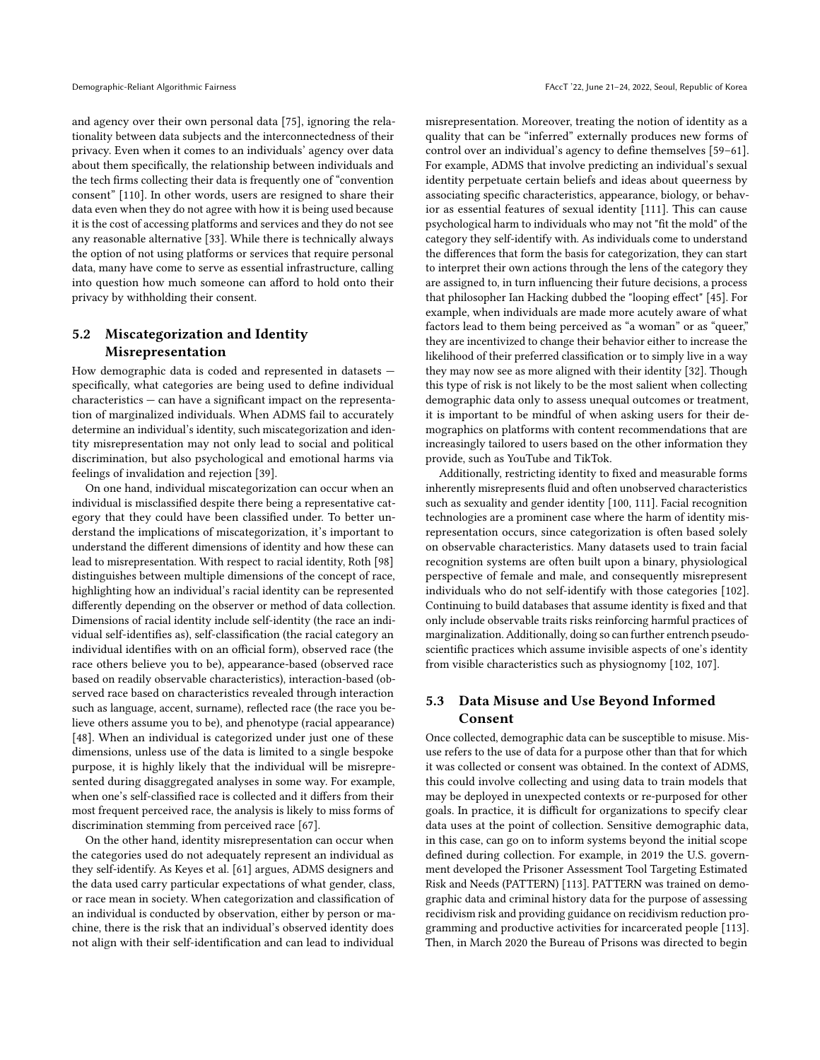and agency over their own personal data [75], ignoring the relationality between data subjects and the interconnectedness of their privacy. Even when it comes to an individuals' agency over data about them specifically, the relationship between individuals and the tech firms collecting their data is frequently one of "convention consent" [110]. In other words, users are resigned to share their data even when they do not agree with how it is being used because it is the cost of accessing platforms and services and they do not see any reasonable alternative [33]. While there is technically always the option of not using platforms or services that require personal data, many have come to serve as essential infrastructure, calling into question how much someone can afford to hold onto their privacy by withholding their consent.

## 5.2 Miscategorization and Identity Misrepresentation

How demographic data is coded and represented in datasets — specifically, what categories are being used to define individual characteristics — can have a significant impact on the representation of marginalized individuals. When ADMS fail to accurately determine an individual's identity, such miscategorization and identity misrepresentation may not only lead to social and political discrimination, but also psychological and emotional harms via feelings of invalidation and rejection [39].

On one hand, individual miscategorization can occur when an individual is misclassified despite there being a representative category that they could have been classified under. To better understand the implications of miscategorization, it's important to understand the different dimensions of identity and how these can lead to misrepresentation. With respect to racial identity, Roth [98] distinguishes between multiple dimensions of the concept of race, highlighting how an individual's racial identity can be represented differently depending on the observer or method of data collection. Dimensions of racial identity include self-identity (the race an individual self-identifies as), self-classification (the racial category an individual identifies with on an official form), observed race (the race others believe you to be), appearance-based (observed race based on readily observable characteristics), interaction-based (observed race based on characteristics revealed through interaction such as language, accent, surname), reflected race (the race you believe others assume you to be), and phenotype (racial appearance) [48]. When an individual is categorized under just one of these dimensions, unless use of the data is limited to a single bespoke purpose, it is highly likely that the individual will be misrepresented during disaggregated analyses in some way. For example, when one's self-classified race is collected and it differs from their most frequent perceived race, the analysis is likely to miss forms of discrimination stemming from perceived race [67].

On the other hand, identity misrepresentation can occur when the categories used do not adequately represent an individual as they self-identify. As Keyes et al. [61] argues, ADMS designers and the data used carry particular expectations of what gender, class, or race mean in society. When categorization and classification of an individual is conducted by observation, either by person or machine, there is the risk that an individual's observed identity does not align with their self-identification and can lead to individual misrepresentation. Moreover, treating the notion of identity as a quality that can be "inferred" externally produces new forms of control over an individual's agency to define themselves [59–61]. For example, ADMS that involve predicting an individual's sexual identity perpetuate certain beliefs and ideas about queerness by associating specific characteristics, appearance, biology, or behavior as essential features of sexual identity [111]. This can cause psychological harm to individuals who may not "fit the mold" of the category they self-identify with. As individuals come to understand the differences that form the basis for categorization, they can start to interpret their own actions through the lens of the category they are assigned to, in turn influencing their future decisions, a process that philosopher Ian Hacking dubbed the "looping effect" [45]. For example, when individuals are made more acutely aware of what factors lead to them being perceived as "a woman" or as "queer," they are incentivized to change their behavior either to increase the likelihood of their preferred classification or to simply live in a way they may now see as more aligned with their identity [32]. Though this type of risk is not likely to be the most salient when collecting demographic data only to assess unequal outcomes or treatment, it is important to be mindful of when asking users for their demographics on platforms with content recommendations that are increasingly tailored to users based on the other information they provide, such as YouTube and TikTok.

Additionally, restricting identity to fixed and measurable forms inherently misrepresents fluid and often unobserved characteristics such as sexuality and gender identity [100, 111]. Facial recognition technologies are a prominent case where the harm of identity misrepresentation occurs, since categorization is often based solely on observable characteristics. Many datasets used to train facial recognition systems are often built upon a binary, physiological perspective of female and male, and consequently misrepresent individuals who do not self-identify with those categories [102]. Continuing to build databases that assume identity is fixed and that only include observable traits risks reinforcing harmful practices of marginalization. Additionally, doing so can further entrench pseudo-scientific practices which assume invisible aspects of one's identity from visible characteristics such as physiognomy [102, 107].

## 5.3 Data Misuse and Use Beyond Informed Consent

Once collected, demographic data can be susceptible to misuse. Misuse refers to the use of data for a purpose other than that for which it was collected or consent was obtained. In the context of ADMS, this could involve collecting and using data to train models that may be deployed in unexpected contexts or re-purposed for other goals. In practice, it is difficult for organizations to specify clear data uses at the point of collection. Sensitive demographic data, in this case, can go on to inform systems beyond the initial scope defined during collection. For example, in 2019 the U.S. government developed the Prisoner Assessment Tool Targeting Estimated Risk and Needs (PATTERN) [113]. PATTERN was trained on demographic data and criminal history data for the purpose of assessing recidivism risk and providing guidance on recidivism reduction programming and productive activities for incarcerated people [113]. Then, in March 2020 the Bureau of Prisons was directed to begin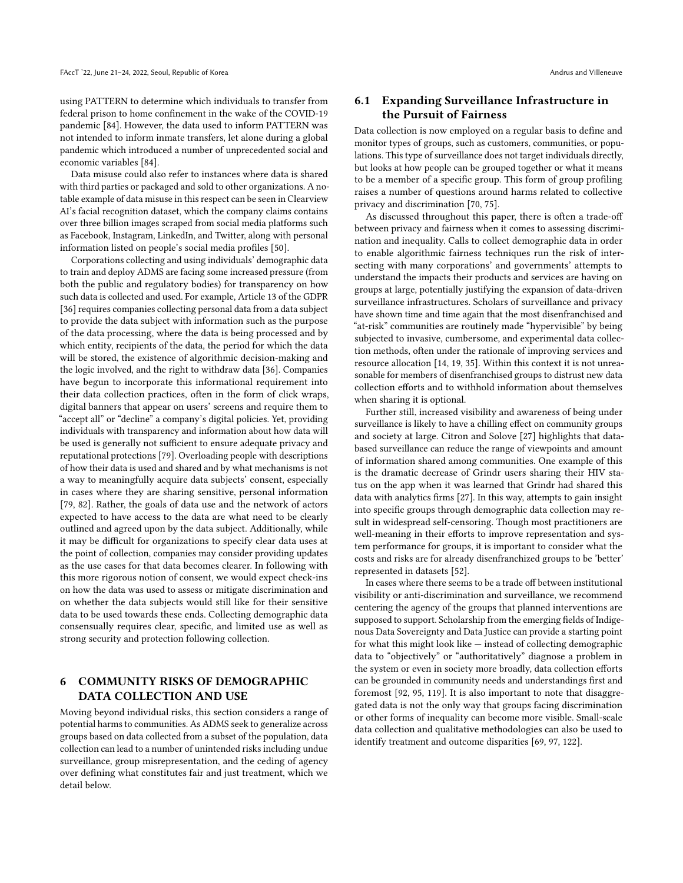using PATTERN to determine which individuals to transfer from federal prison to home confinement in the wake of the COVID-19 pandemic [84]. However, the data used to inform PATTERN was not intended to inform inmate transfers, let alone during a global pandemic which introduced a number of unprecedented social and economic variables [84].

Data misuse could also refer to instances where data is shared with third parties or packaged and sold to other organizations. A notable example of data misuse in this respect can be seen in Clearview AI's facial recognition dataset, which the company claims contains over three billion images scraped from social media platforms such as Facebook, Instagram, LinkedIn, and Twitter, along with personal information listed on people's social media profiles [50].

Corporations collecting and using individuals' demographic data to train and deploy ADMS are facing some increased pressure (from both the public and regulatory bodies) for transparency on how such data is collected and used. For example, Article 13 of the GDPR [36] requires companies collecting personal data from a data subject to provide the data subject with information such as the purpose of the data processing, where the data is being processed and by which entity, recipients of the data, the period for which the data will be stored, the existence of algorithmic decision-making and the logic involved, and the right to withdraw data [36]. Companies have begun to incorporate this informational requirement into their data collection practices, often in the form of click wraps, digital banners that appear on users' screens and require them to "accept all" or "decline" a company's digital policies. Yet, providing individuals with transparency and information about how data will be used is generally not sufficient to ensure adequate privacy and reputational protections [79]. Overloading people with descriptions of how their data is used and shared and by what mechanisms is not a way to meaningfully acquire data subjects' consent, especially in cases where they are sharing sensitive, personal information [79, 82]. Rather, the goals of data use and the network of actors expected to have access to the data are what need to be clearly outlined and agreed upon by the data subject. Additionally, while it may be difficult for organizations to specify clear data uses at the point of collection, companies may consider providing updates as the use cases for that data becomes clearer. In following with this more rigorous notion of consent, we would expect check-ins on how the data was used to assess or mitigate discrimination and on whether the data subjects would still like for their sensitive data to be used towards these ends. Collecting demographic data consensually requires clear, specific, and limited use as well as strong security and protection following collection.

# 6 COMMUNITY RISKS OF DEMOGRAPHIC DATA COLLECTION AND USE

Moving beyond individual risks, this section considers a range of potential harms to communities. As ADMS seek to generalize across groups based on data collected from a subset of the population, data collection can lead to a number of unintended risks including undue surveillance, group misrepresentation, and the ceding of agency over defining what constitutes fair and just treatment, which we detail below.

## 6.1 Expanding Surveillance Infrastructure in the Pursuit of Fairness

Data collection is now employed on a regular basis to define and monitor types of groups, such as customers, communities, or populations. This type of surveillance does not target individuals directly, but looks at how people can be grouped together or what it means to be a member of a specific group. This form of group profiling raises a number of questions around harms related to collective privacy and discrimination [70, 75].

As discussed throughout this paper, there is often a trade-off between privacy and fairness when it comes to assessing discrimination and inequality. Calls to collect demographic data in order to enable algorithmic fairness techniques run the risk of intersecting with many corporations' and governments' attempts to understand the impacts their products and services are having on groups at large, potentially justifying the expansion of data-driven surveillance infrastructures. Scholars of surveillance and privacy have shown time and time again that the most disenfranchised and "at-risk" communities are routinely made "hypervisible" by being subjected to invasive, cumbersome, and experimental data collection methods, often under the rationale of improving services and resource allocation [14, 19, 35]. Within this context it is not unreasonable for members of disenfranchised groups to distrust new data collection efforts and to withhold information about themselves when sharing it is optional.

Further still, increased visibility and awareness of being under surveillance is likely to have a chilling effect on community groups and society at large. Citron and Solove [27] highlights that data-based surveillance can reduce the range of viewpoints and amount of information shared among communities. One example of this is the dramatic decrease of Grindr users sharing their HIV status on the app when it was learned that Grindr had shared this data with analytics firms [27]. In this way, attempts to gain insight into specific groups through demographic data collection may result in widespread self-censoring. Though most practitioners are well-meaning in their efforts to improve representation and system performance for groups, it is important to consider what the costs and risks are for already disenfranchized groups to be 'better' represented in datasets [52].

In cases where there seems to be a trade off between institutional visibility or anti-discrimination and surveillance, we recommend centering the agency of the groups that planned interventions are supposed to support. Scholarship from the emerging fields of Indigenous Data Sovereignty and Data Justice can provide a starting point for what this might look like — instead of collecting demographic data to "objectively" or "authoritatively" diagnose a problem in the system or even in society more broadly, data collection efforts can be grounded in community needs and understandings first and foremost [92, 95, 119]. It is also important to note that disaggregated data is not the only way that groups facing discrimination or other forms of inequality can become more visible. Small-scale data collection and qualitative methodologies can also be used to identify treatment and outcome disparities [69, 97, 122].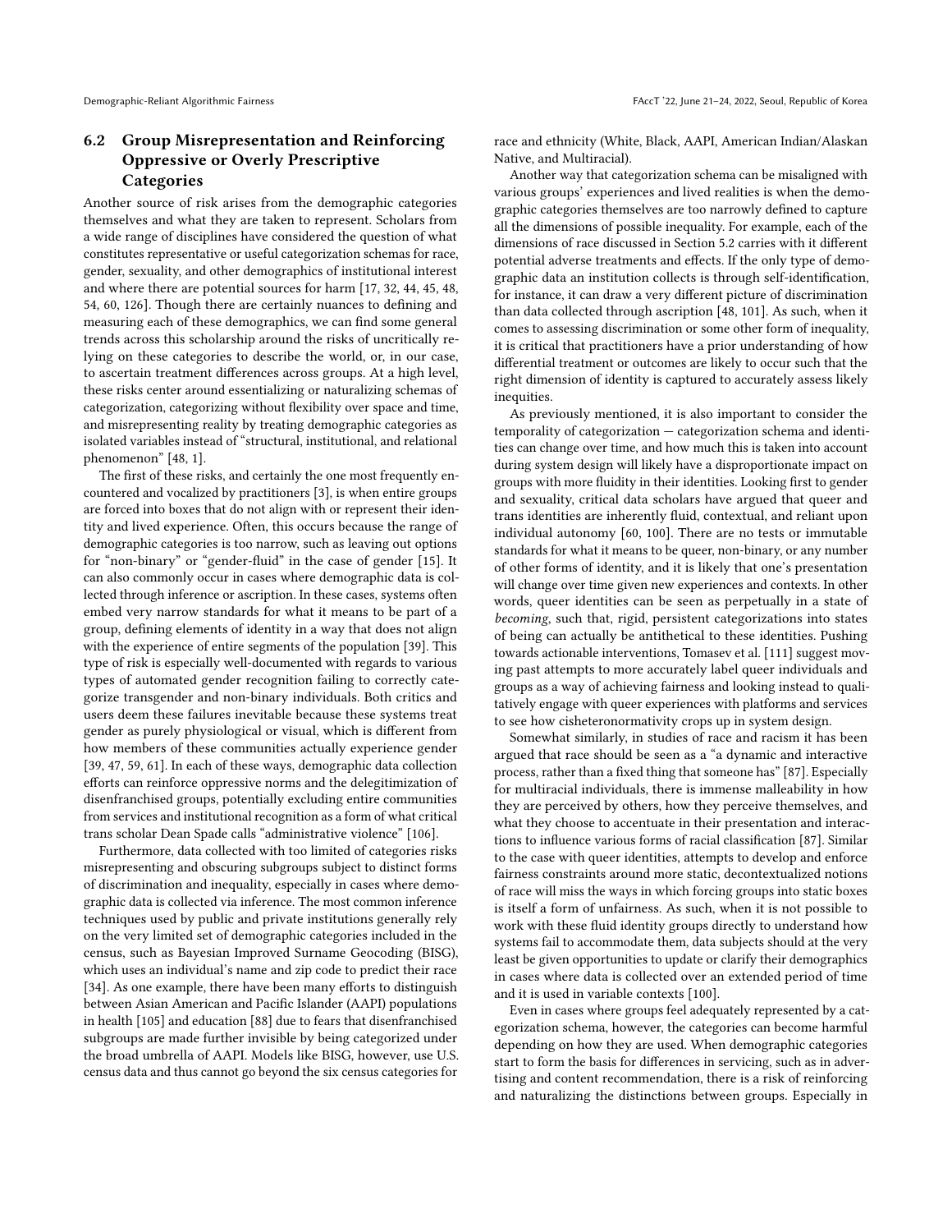## 6.2 Group Misrepresentation and Reinforcing Oppressive or Overly Prescriptive Categories

Another source of risk arises from the demographic categories themselves and what they are taken to represent. Scholars from a wide range of disciplines have considered the question of what constitutes representative or useful categorization schemas for race, gender, sexuality, and other demographics of institutional interest and where there are potential sources for harm [17, 32, 44, 45, 48, 54, 60, 126]. Though there are certainly nuances to defining and measuring each of these demographics, we can find some general trends across this scholarship around the risks of uncritically relying on these categories to describe the world, or, in our case, to ascertain treatment differences across groups. At a high level, these risks center around essentializing or naturalizing schemas of categorization, categorizing without flexibility over space and time, and misrepresenting reality by treating demographic categories as isolated variables instead of "structural, institutional, and relational phenomenon" [48, 1].

The first of these risks, and certainly the one most frequently encountered and vocalized by practitioners [3], is when entire groups are forced into boxes that do not align with or represent their identity and lived experience. Often, this occurs because the range of demographic categories is too narrow, such as leaving out options for "non-binary" or "gender-fluid" in the case of gender [15]. It can also commonly occur in cases where demographic data is collected through inference or ascription. In these cases, systems often embed very narrow standards for what it means to be part of a group, defining elements of identity in a way that does not align with the experience of entire segments of the population [39]. This type of risk is especially well-documented with regards to various types of automated gender recognition failing to correctly categorize transgender and non-binary individuals. Both critics and users deem these failures inevitable because these systems treat gender as purely physiological or visual, which is different from how members of these communities actually experience gender [39, 47, 59, 61]. In each of these ways, demographic data collection efforts can reinforce oppressive norms and the delegitimization of disenfranchised groups, potentially excluding entire communities from services and institutional recognition as a form of what critical trans scholar Dean Spade calls "administrative violence" [106].

Furthermore, data collected with too limited of categories risks misrepresenting and obscuring subgroups subject to distinct forms of discrimination and inequality, especially in cases where demographic data is collected via inference. The most common inference techniques used by public and private institutions generally rely on the very limited set of demographic categories included in the census, such as Bayesian Improved Surname Geocoding (BISG), which uses an individual's name and zip code to predict their race [34]. As one example, there have been many efforts to distinguish between Asian American and Pacific Islander (AAPI) populations in health [105] and education [88] due to fears that disenfranchised subgroups are made further invisible by being categorized under the broad umbrella of AAPI. Models like BISG, however, use U.S. census data and thus cannot go beyond the six census categories for race and ethnicity (White, Black, AAPI, American Indian/Alaskan Native, and Multiracial).

Another way that categorization schema can be misaligned with various groups' experiences and lived realities is when the demographic categories themselves are too narrowly defined to capture all the dimensions of possible inequality. For example, each of the dimensions of race discussed in Section 5.2 carries with it different potential adverse treatments and effects. If the only type of demographic data an institution collects is through self-identification, for instance, it can draw a very different picture of discrimination than data collected through ascription [48, 101]. As such, when it comes to assessing discrimination or some other form of inequality, it is critical that practitioners have a prior understanding of how differential treatment or outcomes are likely to occur such that the right dimension of identity is captured to accurately assess likely inequities.

As previously mentioned, it is also important to consider the temporality of categorization — categorization schema and identities can change over time, and how much this is taken into account during system design will likely have a disproportionate impact on groups with more fluidity in their identities. Looking first to gender and sexuality, critical data scholars have argued that queer and trans identities are inherently fluid, contextual, and reliant upon individual autonomy [60, 100]. There are no tests or immutable standards for what it means to be queer, non-binary, or any number of other forms of identity, and it is likely that one's presentation will change over time given new experiences and contexts. In other words, queer identities can be seen as perpetually in a state of *becoming*, such that, rigid, persistent categorizations into states of being can actually be antithetical to these identities. Pushing towards actionable interventions, Tomasev et al. [111] suggest moving past attempts to more accurately label queer individuals and groups as a way of achieving fairness and looking instead to qualitatively engage with queer experiences with platforms and services to see how cisheteronormativity crops up in system design.

Somewhat similarly, in studies of race and racism it has been argued that race should be seen as a "a dynamic and interactive process, rather than a fixed thing that someone has" [87]. Especially for multiracial individuals, there is immense malleability in how they are perceived by others, how they perceive themselves, and what they choose to accentuate in their presentation and interactions to influence various forms of racial classification [87]. Similar to the case with queer identities, attempts to develop and enforce fairness constraints around more static, decontextualized notions of race will miss the ways in which forcing groups into static boxes is itself a form of unfairness. As such, when it is not possible to work with these fluid identity groups directly to understand how systems fail to accommodate them, data subjects should at the very least be given opportunities to update or clarify their demographics in cases where data is collected over an extended period of time and it is used in variable contexts [100].

Even in cases where groups feel adequately represented by a categorization schema, however, the categories can become harmful depending on how they are used. When demographic categories start to form the basis for differences in servicing, such as in advertising and content recommendation, there is a risk of reinforcing and naturalizing the distinctions between groups. Especially in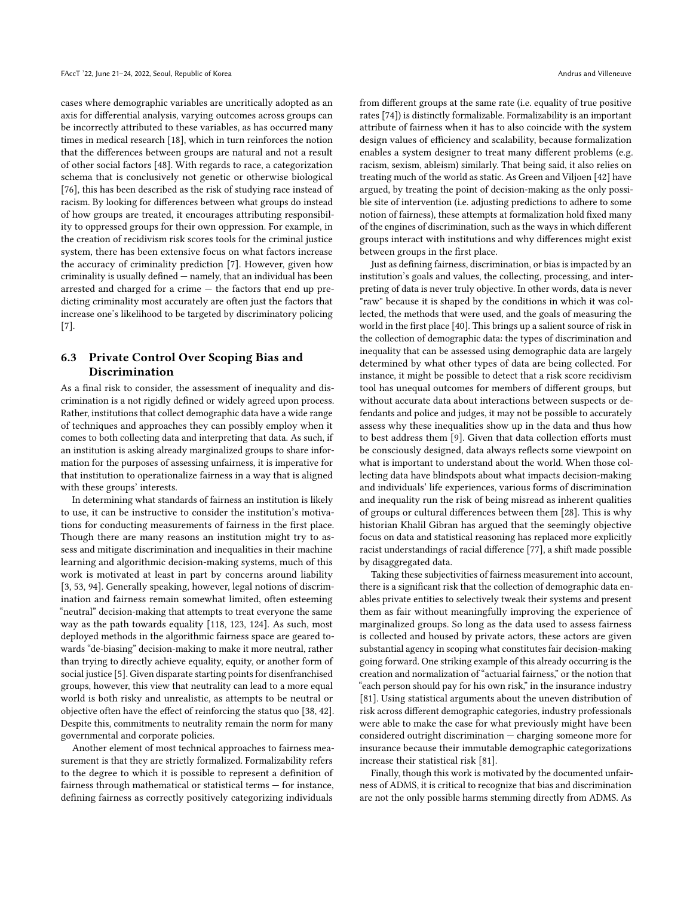cases where demographic variables are uncritically adopted as an axis for differential analysis, varying outcomes across groups can be incorrectly attributed to these variables, as has occurred many times in medical research [18], which in turn reinforces the notion that the differences between groups are natural and not a result of other social factors [48]. With regards to race, a categorization schema that is conclusively not genetic or otherwise biological [76], this has been described as the risk of studying race instead of racism. By looking for differences between what groups do instead of how groups are treated, it encourages attributing responsibility to oppressed groups for their own oppression. For example, in the creation of recidivism risk scores tools for the criminal justice system, there has been extensive focus on what factors increase the accuracy of criminality prediction [7]. However, given how criminality is usually defined — namely, that an individual has been arrested and charged for a crime — the factors that end up predicting criminality most accurately are often just the factors that increase one's likelihood to be targeted by discriminatory policing [7].

### 6.3 Private Control Over Scoping Bias and Discrimination

As a final risk to consider, the assessment of inequality and discrimination is a not rigidly defined or widely agreed upon process. Rather, institutions that collect demographic data have a wide range of techniques and approaches they can possibly employ when it comes to both collecting data and interpreting that data. As such, if an institution is asking already marginalized groups to share information for the purposes of assessing unfairness, it is imperative for that institution to operationalize fairness in a way that is aligned with these groups' interests.

In determining what standards of fairness an institution is likely to use, it can be instructive to consider the institution's motivations for conducting measurements of fairness in the first place. Though there are many reasons an institution might try to assess and mitigate discrimination and inequalities in their machine learning and algorithmic decision-making systems, much of this work is motivated at least in part by concerns around liability [3, 53, 94]. Generally speaking, however, legal notions of discrimination and fairness remain somewhat limited, often esteeming "neutral" decision-making that attempts to treat everyone the same way as the path towards equality [118, 123, 124]. As such, most deployed methods in the algorithmic fairness space are geared towards "de-biasing" decision-making to make it more neutral, rather than trying to directly achieve equality, equity, or another form of social justice [5]. Given disparate starting points for disenfranchised groups, however, this view that neutrality can lead to a more equal world is both risky and unrealistic, as attempts to be neutral or objective often have the effect of reinforcing the status quo [38, 42]. Despite this, commitments to neutrality remain the norm for many governmental and corporate policies.

Another element of most technical approaches to fairness measurement is that they are strictly formalized. Formalizability refers to the degree to which it is possible to represent a definition of fairness through mathematical or statistical terms — for instance, defining fairness as correctly positively categorizing individuals from different groups at the same rate (i.e. equality of true positive rates [74]) is distinctly formalizable. Formalizability is an important attribute of fairness when it has to also coincide with the system design values of efficiency and scalability, because formalization enables a system designer to treat many different problems (e.g. racism, sexism, ableism) similarly. That being said, it also relies on treating much of the world as static. As Green and Viljoen [42] have argued, by treating the point of decision-making as the only possible site of intervention (i.e. adjusting predictions to adhere to some notion of fairness), these attempts at formalization hold fixed many of the engines of discrimination, such as the ways in which different groups interact with institutions and why differences might exist between groups in the first place.

Just as defining fairness, discrimination, or bias is impacted by an institution's goals and values, the collecting, processing, and interpreting of data is never truly objective. In other words, data is never "raw" because it is shaped by the conditions in which it was collected, the methods that were used, and the goals of measuring the world in the first place [40]. This brings up a salient source of risk in the collection of demographic data: the types of discrimination and inequality that can be assessed using demographic data are largely determined by what other types of data are being collected. For instance, it might be possible to detect that a risk score recidivism tool has unequal outcomes for members of different groups, but without accurate data about interactions between suspects or defendants and police and judges, it may not be possible to accurately assess why these inequalities show up in the data and thus how to best address them [9]. Given that data collection efforts must be consciously designed, data always reflects some viewpoint on what is important to understand about the world. When those collecting data have blindspots about what impacts decision-making and individuals' life experiences, various forms of discrimination and inequality run the risk of being misread as inherent qualities of groups or cultural differences between them [28]. This is why historian Khalil Gibran has argued that the seemingly objective focus on data and statistical reasoning has replaced more explicitly racist understandings of racial difference [77], a shift made possible by disaggregated data.

Taking these subjectivities of fairness measurement into account, there is a significant risk that the collection of demographic data enables private entities to selectively tweak their systems and present them as fair without meaningfully improving the experience of marginalized groups. So long as the data used to assess fairness is collected and housed by private actors, these actors are given substantial agency in scoping what constitutes fair decision-making going forward. One striking example of this already occurring is the creation and normalization of "actuarial fairness," or the notion that "each person should pay for his own risk," in the insurance industry [81]. Using statistical arguments about the uneven distribution of risk across different demographic categories, industry professionals were able to make the case for what previously might have been considered outright discrimination — charging someone more for insurance because their immutable demographic categorizations increase their statistical risk [81].

Finally, though this work is motivated by the documented unfairness of ADMS, it is critical to recognize that bias and discrimination are not the only possible harms stemming directly from ADMS. As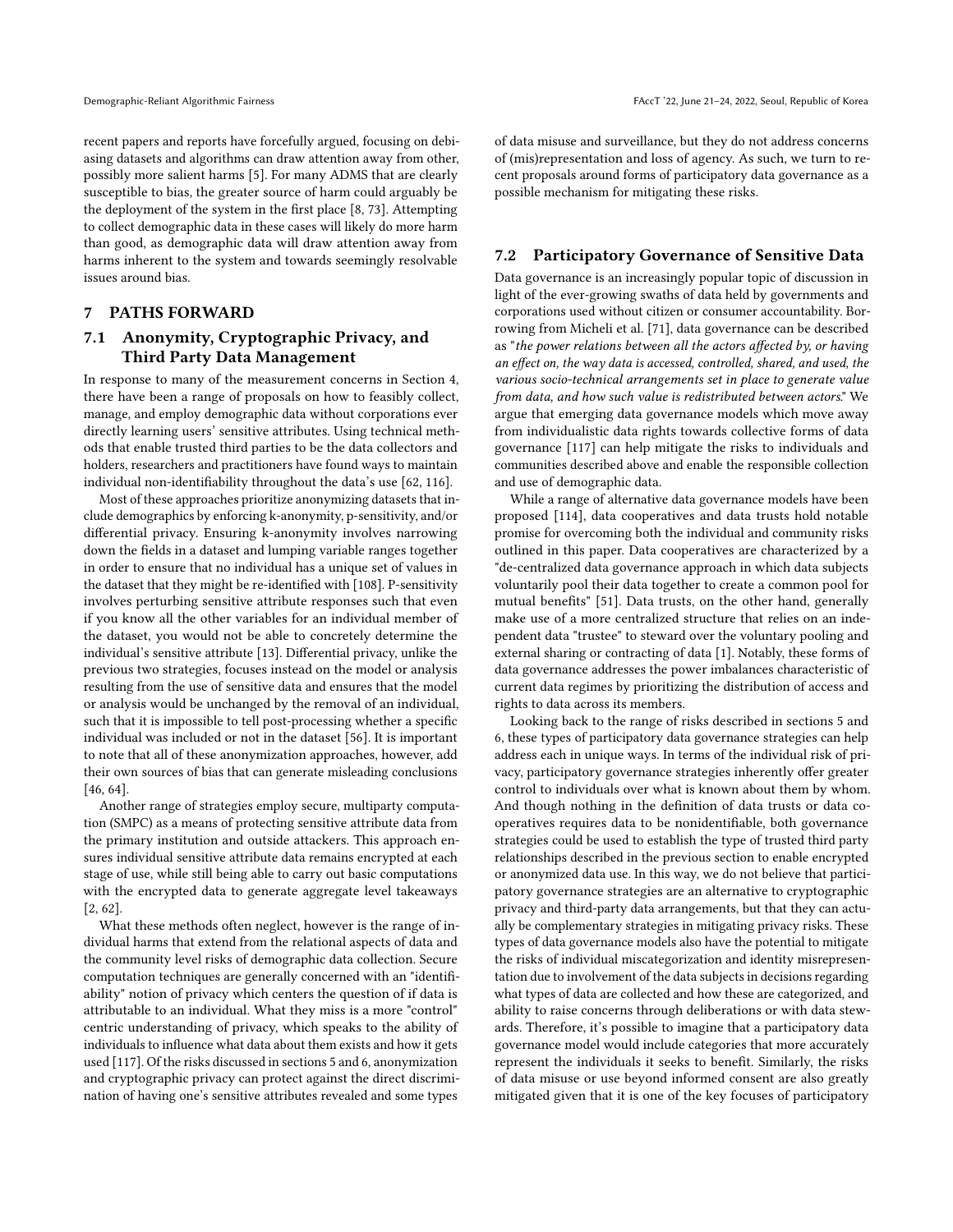recent papers and reports have forcefully argued, focusing on debiasing datasets and algorithms can draw attention away from other, possibly more salient harms [5]. For many ADMS that are clearly susceptible to bias, the greater source of harm could arguably be the deployment of the system in the first place [8, 73]. Attempting to collect demographic data in these cases will likely do more harm than good, as demographic data will draw attention away from harms inherent to the system and towards seemingly resolvable issues around bias.

## 7 PATHS FORWARD

### 7.1 Anonymity, Cryptographic Privacy, and Third Party Data Management

In response to many of the measurement concerns in Section 4, there have been a range of proposals on how to feasibly collect, manage, and employ demographic data without corporations ever directly learning users' sensitive attributes. Using technical methods that enable trusted third parties to be the data collectors and holders, researchers and practitioners have found ways to maintain individual non-identifiability throughout the data's use [62, 116].

Most of these approaches prioritize anonymizing datasets that include demographics by enforcing k-anonymity, p-sensitivity, and/or differential privacy. Ensuring k-anonymity involves narrowing down the fields in a dataset and lumping variable ranges together in order to ensure that no individual has a unique set of values in the dataset that they might be re-identified with [108]. P-sensitivity involves perturbing sensitive attribute responses such that even if you know all the other variables for an individual member of the dataset, you would not be able to concretely determine the individual's sensitive attribute [13]. Differential privacy, unlike the previous two strategies, focuses instead on the model or analysis resulting from the use of sensitive data and ensures that the model or analysis would be unchanged by the removal of an individual, such that it is impossible to tell post-processing whether a specific individual was included or not in the dataset [56]. It is important to note that all of these anonymization approaches, however, add their own sources of bias that can generate misleading conclusions [46, 64].

Another range of strategies employ secure, multiparty computation (SMPC) as a means of protecting sensitive attribute data from the primary institution and outside attackers. This approach ensures individual sensitive attribute data remains encrypted at each stage of use, while still being able to carry out basic computations with the encrypted data to generate aggregate level takeaways [2, 62].

What these methods often neglect, however is the range of individual harms that extend from the relational aspects of data and the community level risks of demographic data collection. Secure computation techniques are generally concerned with an "identifiability" notion of privacy which centers the question of if data is attributable to an individual. What they miss is a more "control" centric understanding of privacy, which speaks to the ability of individuals to influence what data about them exists and how it gets used [117]. Of the risks discussed in sections 5 and 6, anonymization and cryptographic privacy can protect against the direct discrimination of having one's sensitive attributes revealed and some types of data misuse and surveillance, but they do not address concerns of (mis)representation and loss of agency. As such, we turn to recent proposals around forms of participatory data governance as a possible mechanism for mitigating these risks.

### 7.2 Participatory Governance of Sensitive Data

Data governance is an increasingly popular topic of discussion in light of the ever-growing swaths of data held by governments and corporations used without citizen or consumer accountability. Borrowing from Micheli et al. [71], data governance can be described as "*the power relations between all the actors affected by, or having an effect on, the way data is accessed, controlled, shared, and used, the various socio-technical arrangements set in place to generate value from data, and how such value is redistributed between actors*." We argue that emerging data governance models which move away from individualistic data rights towards collective forms of data governance [117] can help mitigate the risks to individuals and communities described above and enable the responsible collection and use of demographic data.

While a range of alternative data governance models have been proposed [114], data cooperatives and data trusts hold notable promise for overcoming both the individual and community risks outlined in this paper. Data cooperatives are characterized by a "de-centralized data governance approach in which data subjects voluntarily pool their data together to create a common pool for mutual benefits" [51]. Data trusts, on the other hand, generally make use of a more centralized structure that relies on an independent data "trustee" to steward over the voluntary pooling and external sharing or contracting of data [1]. Notably, these forms of data governance addresses the power imbalances characteristic of current data regimes by prioritizing the distribution of access and rights to data across its members.

Looking back to the range of risks described in sections 5 and 6, these types of participatory data governance strategies can help address each in unique ways. In terms of the individual risk of privacy, participatory governance strategies inherently offer greater control to individuals over what is known about them by whom. And though nothing in the definition of data trusts or data cooperatives requires data to be nonidentifiable, both governance strategies could be used to establish the type of trusted third party relationships described in the previous section to enable encrypted or anonymized data use. In this way, we do not believe that participatory governance strategies are an alternative to cryptographic privacy and third-party data arrangements, but that they can actually be complementary strategies in mitigating privacy risks. These types of data governance models also have the potential to mitigate the risks of individual miscategorization and identity misrepresentation due to involvement of the data subjects in decisions regarding what types of data are collected and how these are categorized, and ability to raise concerns through deliberations or with data stewards. Therefore, it's possible to imagine that a participatory data governance model would include categories that more accurately represent the individuals it seeks to benefit. Similarly, the risks of data misuse or use beyond informed consent are also greatly mitigated given that it is one of the key focuses of participatory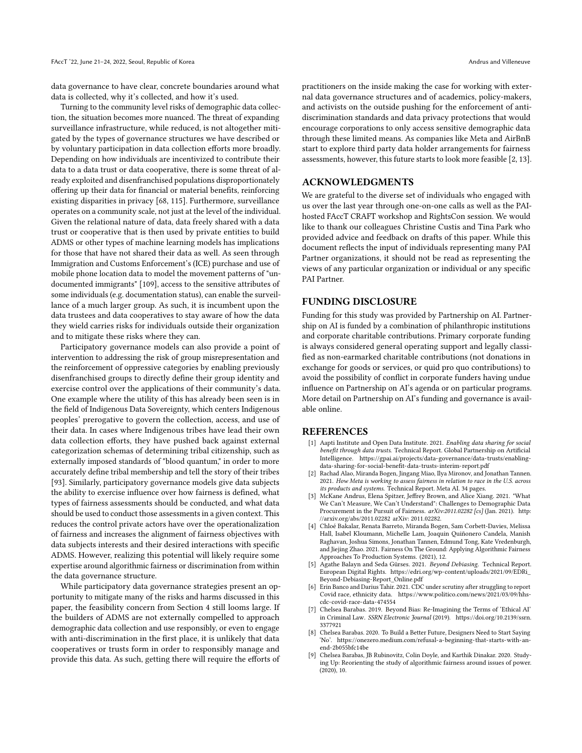data governance to have clear, concrete boundaries around what data is collected, why it's collected, and how it's used.

Turning to the community level risks of demographic data collection, the situation becomes more nuanced. The threat of expanding surveillance infrastructure, while reduced, is not altogether mitigated by the types of governance structures we have described or by voluntary participation in data collection efforts more broadly. Depending on how individuals are incentivized to contribute their data to a data trust or data cooperative, there is some threat of already exploited and disenfranchised populations disproportionately offering up their data for financial or material benefits, reinforcing existing disparities in privacy [68, 115]. Furthermore, surveillance operates on a community scale, not just at the level of the individual. Given the relational nature of data, data freely shared with a data trust or cooperative that is then used by private entities to build ADMS or other types of machine learning models has implications for those that have not shared their data as well. As seen through Immigration and Customs Enforcement's (ICE) purchase and use of mobile phone location data to model the movement patterns of "undocumented immigrants" [109], access to the sensitive attributes of some individuals (e.g. documentation status), can enable the surveillance of a much larger group. As such, it is incumbent upon the data trustees and data cooperatives to stay aware of how the data they wield carries risks for individuals outside their organization and to mitigate these risks where they can.

Participatory governance models can also provide a point of intervention to addressing the risk of group misrepresentation and the reinforcement of oppressive categories by enabling previously disenfranchised groups to directly define their group identity and exercise control over the applications of their community's data. One example where the utility of this has already been seen is in the field of Indigenous Data Sovereignty, which centers Indigenous peoples' prerogative to govern the collection, access, and use of their data. In cases where Indigenous tribes have lead their own data collection efforts, they have pushed back against external categorization schemas of determining tribal citizenship, such as externally imposed standards of "blood quantum," in order to more accurately define tribal membership and tell the story of their tribes [93]. Similarly, participatory governance models give data subjects the ability to exercise influence over how fairness is defined, what types of fairness assessments should be conducted, and what data should be used to conduct those assessments in a given context. This reduces the control private actors have over the operationalization of fairness and increases the alignment of fairness objectives with data subjects interests and their desired interactions with specific ADMS. However, realizing this potential will likely require some expertise around algorithmic fairness or discrimination from within the data governance structure.

While participatory data governance strategies present an opportunity to mitigate many of the risks and harms discussed in this paper, the feasibility concern from Section 4 still looms large. If the builders of ADMS are not externally compelled to approach demographic data collection and use responsibly, or even to engage with anti-discrimination in the first place, it is unlikely that data cooperatives or trusts form in order to responsibly manage and provide this data. As such, getting there will require the efforts of practitioners on the inside making the case for working with external data governance structures and of academics, policy-makers, and activists on the outside pushing for the enforcement of anti-discrimination standards and data privacy protections that would encourage corporations to only access sensitive demographic data through these limited means. As companies like Meta and AirBnB start to explore third party data holder arrangements for fairness assessments, however, this future starts to look more feasible [2, 13].

## ACKNOWLEDGMENTS

We are grateful to the diverse set of individuals who engaged with us over the last year through one-on-one calls as well as the PAI-hosted FAccT CRAFT workshop and RightsCon session. We would like to thank our colleagues Christine Custis and Tina Park who provided advice and feedback on drafts of this paper. While this document reflects the input of individuals representing many PAI Partner organizations, it should not be read as representing the views of any particular organization or individual or any specific PAI Partner.

## FUNDING DISCLOSURE

Funding for this study was provided by Partnership on AI. Partnership on AI is funded by a combination of philanthropic institutions and corporate charitable contributions. Primary corporate funding is always considered general operating support and legally classified as non-earmarked charitable contributions (not donations in exchange for goods or services, or quid pro quo contributions) to avoid the possibility of conflict in corporate funders having undue influence on Partnership on AI's agenda or on particular programs. More detail on Partnership on AI's funding and governance is available online.

## REFERENCES

- [1] Aapti Institute and Open Data Institute. 2021. *Enabling data sharing for social benefit through data trusts*. Technical Report. Global Partnership on Artificial Intelligence. https://gpai.ai/projects/data-governance/data-trusts/enabling-data-sharing-for-social-benefit-data-trusts-interim-report.pdf
- [2] Rachad Alao, Miranda Bogen, Jingang Miao, Ilya Mironov, and Jonathan Tannen. 2021. *How Meta is working to assess fairness in relation to race in the U.S. across its products and systems*. Technical Report. Meta AI. 34 pages.
- [3] McKane Andrus, Elena Spitzer, Jeffrey Brown, and Alice Xiang. 2021. "What We Can't Measure, We Can't Understand": Challenges to Demographic Data Procurement in the Pursuit of Fairness. *arXiv:2011.02282 [cs]* (Jan. 2021). http://arxiv.org/abs/2011.02282 arXiv: 2011.02282.
- [4] Chloé Bakalar, Renata Barreto, Miranda Bogen, Sam Corbett-Davies, Melissa Hall, Isabel Kloumann, Michelle Lam, Joaquin Quiñonero Candela, Manish Raghavan, Joshua Simons, Jonathan Tannen, Edmund Tong, Kate Vredenburgh, and Jiejing Zhao. 2021. Fairness On The Ground: Applying Algorithmic Fairness Approaches To Production Systems. (2021), 12.
- [5] Agathe Balayn and Seda Gürses. 2021. *Beyond Debiasing*. Technical Report. European Digital Rights. https://edri.org/wp-content/uploads/2021/09/EDRi_Beyond-Debiasing-Report_Online.pdf
- [6] Erin Banco and Darius Tahir. 2021. CDC under scrutiny after struggling to report Covid race, ethnicity data. https://www.politico.com/news/2021/03/09/hhs-cdc-covid-race-data-474554
- [7] Chelsea Barabas. 2019. Beyond Bias: Re-Imagining the Terms of 'Ethical AI' in Criminal Law. *SSRN Electronic Journal* (2019). https://doi.org/10.2139/ssrn.3377921
- [8] Chelsea Barabas. 2020. To Build a Better Future, Designers Need to Start Saying 'No'. https://onezero.medium.com/refusal-a-beginning-that-starts-with-an-end-2b055bfc14be
- [9] Chelsea Barabas, JB Rubinovitz, Colin Doyle, and Karthik Dinakar. 2020. Studying Up: Reorienting the study of algorithmic fairness around issues of power. (2020), 10.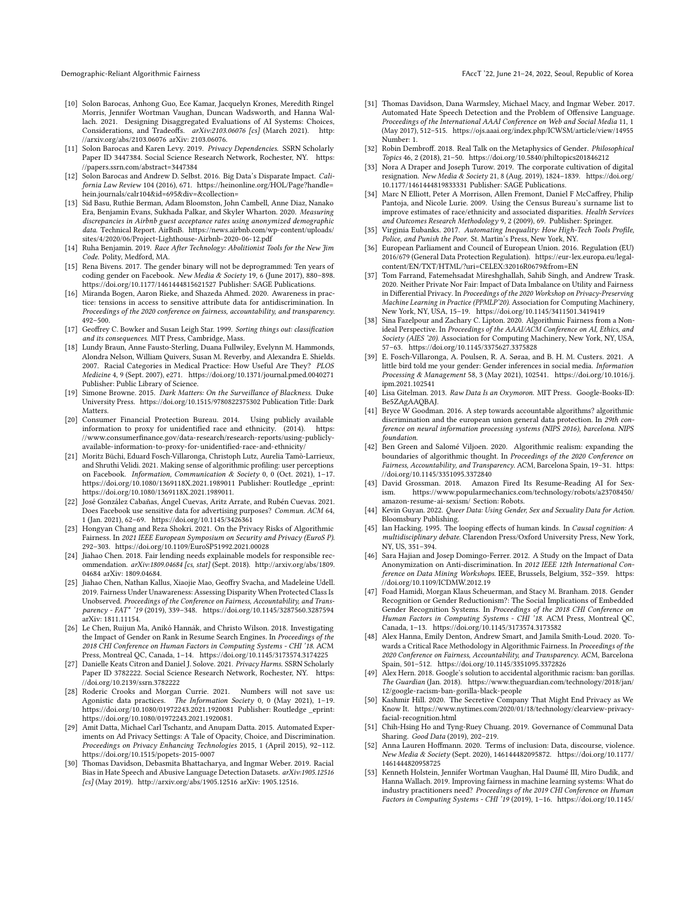[10] Solon Barocas, Anhong Guo, Ece Kamar, Jacquelyn Krones, Meredith Ringel Morris, Jennifer Wortman Vaughan, Duncan Wadsworth, and Hanna Wallach. 2021. Designing Disaggregated Evaluations of AI Systems: Choices, Considerations, and Tradeoffs. *arXiv:2103.06076 [cs]* (March 2021). http://arxiv.org/abs/2103.06076 arXiv: 2103.06076.

[11] Solon Barocas and Karen Levy. 2019. *Privacy Dependencies*. SSRN Scholarly Paper ID 3447384. Social Science Research Network, Rochester, NY. https://papers.ssrn.com/abstract=3447384

[12] Solon Barocas and Andrew D. Selbst. 2016. Big Data's Disparate Impact. *California Law Review* 104 (2016), 671. https://heinonline.org/HOL/Page?handle=hein.journals/calr104&id=695&div=&collection=

[13] Sid Basu, Ruthie Berman, Adam Bloomston, John Cambell, Anne Diaz, Nanako Era, Benjamin Evans, Sukhada Palkar, and Skyler Wharton. 2020. *Measuring discrepancies in Airbnb guest acceptance rates using anonymized demographic data*. Technical Report. AirBnB. https://news.airbnb.com/wp-content/uploads/sites/4/2020/06/Project-Lighthouse-Airbnb-2020-06-12.pdf

[14] Ruha Benjamin. 2019. *Race After Technology: Abolitionist Tools for the New Jim Code*. Polity, Medford, MA.

[15] Rena Bivens. 2017. The gender binary will not be deprogrammed: Ten years of coding gender on Facebook. *New Media & Society* 19, 6 (June 2017), 880–898. https://doi.org/10.1177/1461444815621527 Publisher: SAGE Publications.

[16] Miranda Bogen, Aaron Rieke, and Shazeda Ahmed. 2020. Awareness in practice: tensions in access to sensitive attribute data for antidiscrimination. In *Proceedings of the 2020 conference on fairness, accountability, and transparency*. 492–500.

[17] Geoffrey C. Bowker and Susan Leigh Star. 1999. *Sorting things out: classification and its consequences*. MIT Press, Cambridge, Mass.

[18] Lundy Braun, Anne Fausto-Sterling, Duana Fullwiley, Evelynn M. Hammonds, Alondra Nelson, William Quivers, Susan M. Reverby, and Alexandra E. Shields. 2007. Racial Categories in Medical Practice: How Useful Are They? *PLOS Medicine* 4, 9 (Sept. 2007), e271. https://doi.org/10.1371/journal.pmed.0040271 Publisher: Public Library of Science.

[19] Simone Browne. 2015. *Dark Matters: On the Surveillance of Blackness*. Duke University Press. https://doi.org/10.1515/9780822375302 Publication Title: Dark Matters.

[20] Consumer Financial Protection Bureau. 2014. Using publicly available information to proxy for unidentified race and ethnicity. (2014). https://www.consumerfinance.gov/data-research/research-reports/using-publicly-available-information-to-proxy-for-unidentified-race-and-ethnicity/

[21] Moritz Büchi, Eduard Fosch-Villaronga, Christoph Lutz, Aurelia Tamò-Larrieux, and Shruthi Velidi. 2021. Making sense of algorithmic profiling: user perceptions on Facebook. *Information, Communication & Society* 0, 0 (Oct. 2021), 1–17. https://doi.org/10.1080/1369118X.2021.1989011 Publisher: Routledge _eprint: https://doi.org/10.1080/1369118X.2021.1989011.

[22] José González Cabañas, Ángel Cuevas, Aritz Arrate, and Rubén Cuevas. 2021. Does Facebook use sensitive data for advertising purposes? *Commun. ACM* 64, 1 (Jan. 2021), 62–69. https://doi.org/10.1145/3426361

[23] Hongyan Chang and Reza Shokri. 2021. On the Privacy Risks of Algorithmic Fairness. In *2021 IEEE European Symposium on Security and Privacy (EuroS P)*. 292–303. https://doi.org/10.1109/EuroSP51992.2021.00028

[24] Jiahao Chen. 2018. Fair lending needs explainable models for responsible recommendation. *arXiv:1809.04684 [cs, stat]* (Sept. 2018). http://arxiv.org/abs/1809.04684 arXiv: 1809.04684.

[25] Jiahao Chen, Nathan Kallus, Xiaojie Mao, Geoffry Svacha, and Madeleine Udell. 2019. Fairness Under Unawareness: Assessing Disparity When Protected Class Is Unobserved. *Proceedings of the Conference on Fairness, Accountability, and Transparency - FAT\* '19* (2019), 339–348. https://doi.org/10.1145/3287560.3287594 arXiv: 1811.11154.

[26] Le Chen, Ruijun Ma, Anikó Hannák, and Christo Wilson. 2018. Investigating the Impact of Gender on Rank in Resume Search Engines. In *Proceedings of the 2018 CHI Conference on Human Factors in Computing Systems - CHI '18*. ACM Press, Montreal QC, Canada, 1–14. https://doi.org/10.1145/3173574.3174225

[27] Danielle Keats Citron and Daniel J. Solove. 2021. *Privacy Harms*. SSRN Scholarly Paper ID 3782222. Social Science Research Network, Rochester, NY. https://doi.org/10.2139/ssrn.3782222

[28] Roderic Crooks and Morgan Currie. 2021. Numbers will not save us: Agonistic data practices. *The Information Society* 0, 0 (May 2021), 1–19. https://doi.org/10.1080/01972243.2021.1920081 Publisher: Routledge _eprint: https://doi.org/10.1080/01972243.2021.1920081.

[29] Amit Datta, Michael Carl Tschantz, and Anupam Datta. 2015. Automated Experiments on Ad Privacy Settings: A Tale of Opacity, Choice, and Discrimination. *Proceedings on Privacy Enhancing Technologies* 2015, 1 (April 2015), 92–112. https://doi.org/10.1515/popets-2015-0007

[30] Thomas Davidson, Debasmita Bhattacharya, and Ingmar Weber. 2019. Racial Bias in Hate Speech and Abusive Language Detection Datasets. *arXiv:1905.12516 [cs]* (May 2019). http://arxiv.org/abs/1905.12516 arXiv: 1905.12516.

[31] Thomas Davidson, Dana Warmsley, Michael Macy, and Ingmar Weber. 2017. Automated Hate Speech Detection and the Problem of Offensive Language. *Proceedings of the International AAAI Conference on Web and Social Media* 11, 1 (May 2017), 512–515. https://ojs.aaai.org/index.php/ICWSM/article/view/14955 Number: 1.

[32] Robin Dembroff. 2018. Real Talk on the Metaphysics of Gender. *Philosophical Topics* 46, 2 (2018), 21–50. https://doi.org/10.5840/philtopics201846212

[33] Nora A Draper and Joseph Turow. 2019. The corporate cultivation of digital resignation. *New Media & Society* 21, 8 (Aug. 2019), 1824–1839. https://doi.org/10.1177/1461444819833331 Publisher: SAGE Publications.

[34] Marc N Elliott, Peter A Morrison, Allen Fremont, Daniel F McCaffrey, Philip Pantoja, and Nicole Lurie. 2009. Using the Census Bureau's surname list to improve estimates of race/ethnicity and associated disparities. *Health Services and Outcomes Research Methodology* 9, 2 (2009), 69. Publisher: Springer.

[35] Virginia Eubanks. 2017. *Automating Inequality: How High-Tech Tools Profile, Police, and Punish the Poor*. St. Martin's Press, New York, NY.

[36] European Parliament and Council of European Union. 2016. Regulation (EU) 2016/679 (General Data Protection Regulation). https://eur-lex.europa.eu/legal-content/EN/TXT/HTML/?uri=CELEX:32016R0679&from=EN

[37] Tom Farrand, Fatemehsadat Mireshghallah, Sahib Singh, and Andrew Trask. 2020. Neither Private Nor Fair: Impact of Data Imbalance on Utility and Fairness in Differential Privacy. In *Proceedings of the 2020 Workshop on Privacy-Preserving Machine Learning in Practice (PPMLP'20)*. Association for Computing Machinery, New York, NY, USA, 15–19. https://doi.org/10.1145/3411501.3419419

[38] Sina Fazelpour and Zachary C. Lipton. 2020. Algorithmic Fairness from a Non-ideal Perspective. In *Proceedings of the AAAI/ACM Conference on AI, Ethics, and Society (AIES '20)*. Association for Computing Machinery, New York, NY, USA, 57–63. https://doi.org/10.1145/3375627.3375828

[39] E. Fosch-Villaronga, A. Poulsen, R. A. Søraa, and B. H. M. Custers. 2021. A little bird told me your gender: Gender inferences in social media. *Information Processing & Management* 58, 3 (May 2021), 102541. https://doi.org/10.1016/j.ipm.2021.102541

[40] Lisa Gitelman. 2013. *Raw Data Is an Oxymoron*. MIT Press. Google-Books-ID: Be5ZAgAAQBAJ.

[41] Bryce W Goodman. 2016. A step towards accountable algorithms? algorithmic discrimination and the european union general data protection. In *29th conference on neural information processing systems (NIPS 2016), barcelona. NIPS foundation*.

[42] Ben Green and Salomé Viljoen. 2020. Algorithmic realism: expanding the boundaries of algorithmic thought. In *Proceedings of the 2020 Conference on Fairness, Accountability, and Transparency*. ACM, Barcelona Spain, 19–31. https://doi.org/10.1145/3351095.3372840

[43] David Grossman. 2018. Amazon Fired Its Resume-Reading AI for Sexism. https://www.popularmechanics.com/technology/robots/a23708450/amazon-resume-ai-sexism/ Section: Robots.

[44] Kevin Guyan. 2022. *Queer Data: Using Gender, Sex and Sexuality Data for Action*. Bloomsbury Publishing.

[45] Ian Hacking. 1995. The looping effects of human kinds. In *Causal cognition: A multidisciplinary debate*. Clarendon Press/Oxford University Press, New York, NY, US, 351–394.

[46] Sara Hajian and Josep Domingo-Ferrer. 2012. A Study on the Impact of Data Anonymization on Anti-discrimination. In *2012 IEEE 12th International Conference on Data Mining Workshops*. IEEE, Brussels, Belgium, 352–359. https://doi.org/10.1109/ICDMW.2012.19

[47] Foad Hamidi, Morgan Klaus Scheuerman, and Stacy M. Branham. 2018. Gender Recognition or Gender Reductionism?: The Social Implications of Embedded Gender Recognition Systems. In *Proceedings of the 2018 CHI Conference on Human Factors in Computing Systems - CHI '18*. ACM Press, Montreal QC, Canada, 1–13. https://doi.org/10.1145/3173574.3173582

[48] Alex Hanna, Emily Denton, Andrew Smart, and Jamila Smith-Loud. 2020. Towards a Critical Race Methodology in Algorithmic Fairness. In *Proceedings of the 2020 Conference on Fairness, Accountability, and Transparency*. ACM, Barcelona Spain, 501–512. https://doi.org/10.1145/3351095.3372826

[49] Alex Hern. 2018. Google's solution to accidental algorithmic racism: ban gorillas. *The Guardian* (Jan. 2018). https://www.theguardian.com/technology/2018/jan/12/google-racism-ban-gorilla-black-people

[50] Kashmir Hill. 2020. The Secretive Company That Might End Privacy as We Know It. https://www.nytimes.com/2020/01/18/technology/clearview-privacy-facial-recognition.html

[51] Chih-Hsing Ho and Tyng-Ruey Chuang. 2019. Governance of Communal Data Sharing. *Good Data* (2019), 202–219.

[52] Anna Lauren Hoffmann. 2020. Terms of inclusion: Data, discourse, violence. *New Media & Society* (Sept. 2020), 146144482095872. https://doi.org/10.1177/1461444820958725

[53] Kenneth Holstein, Jennifer Wortman Vaughan, Hal Daumé III, Miro Dudík, and Hanna Wallach. 2019. Improving fairness in machine learning systems: What do industry practitioners need? *Proceedings of the 2019 CHI Conference on Human Factors in Computing Systems - CHI '19* (2019), 1–16. https://doi.org/10.1145/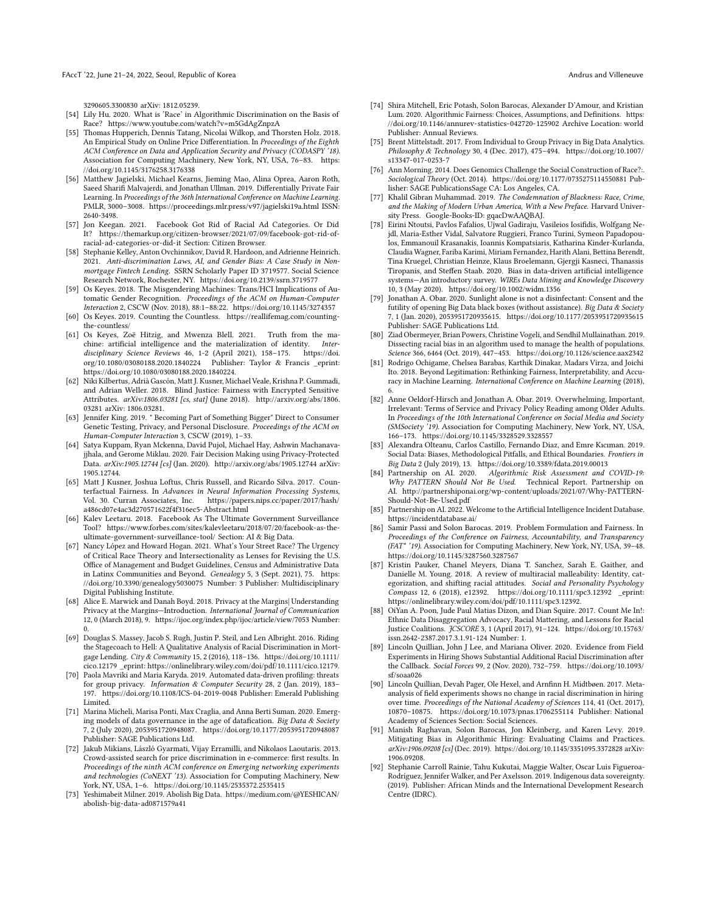3290605.3300830 arXiv: 1812.05239.

[54] Lily Hu. 2020. What is 'Race' in Algorithmic Discrimination on the Basis of Race? https://www.youtube.com/watch?v=m5GdAgZnpzA

[55] Thomas Hupperich, Dennis Tatang, Nicolai Wilkop, and Thorsten Holz. 2018. An Empirical Study on Online Price Differentiation. In *Proceedings of the Eighth ACM Conference on Data and Application Security and Privacy (CODASPY '18)*. Association for Computing Machinery, New York, NY, USA, 76–83. https://doi.org/10.1145/3176258.3176338

[56] Matthew Jagielski, Michael Kearns, Jieming Mao, Alina Oprea, Aaron Roth, Saeed Sharifi Malvajerdi, and Jonathan Ullman. 2019. Differentially Private Fair Learning. In *Proceedings of the 36th International Conference on Machine Learning*. PMLR, 3000–3008. https://proceedings.mlr.press/v97/jagielski19a.html ISSN: 2640-3498.

[57] Jon Keegan. 2021. Facebook Got Rid of Racial Ad Categories. Or Did It? https://themarkup.org/citizen-browser/2021/07/09/facebook-got-rid-of-racial-ad-categories-or-did-it Section: Citizen Browser.

[58] Stephanie Kelley, Anton Ovchinnikov, David R. Hardoon, and Adrienne Heinrich. 2021. *Anti-discrimination Laws, AI, and Gender Bias: A Case Study in Non-mortgage Fintech Lending*. SSRN Scholarly Paper ID 3719577. Social Science Research Network, Rochester, NY. https://doi.org/10.2139/ssrn.3719577

[59] Os Keyes. 2018. The Misgendering Machines: Trans/HCI Implications of Automatic Gender Recognition. *Proceedings of the ACM on Human-Computer Interaction* 2, CSCW (Nov. 2018), 88:1–88:22. https://doi.org/10.1145/3274357

[60] Os Keyes. 2019. Counting the Countless. https://reallifemag.com/counting-the-countless/

[61] Os Keyes, Zoë Hitzig, and Mwenza Blell. 2021. Truth from the machine: artificial intelligence and the materialization of identity. *Interdisciplinary Science Reviews* 46, 1-2 (April 2021), 158–175. https://doi.org/10.1080/03080188.2020.1840224 Publisher: Taylor & Francis _eprint: https://doi.org/10.1080/03080188.2020.1840224.

[62] Niki Kilbertus, Adrià Gascón, Matt J. Kusner, Michael Veale, Krishna P. Gummadi, and Adrian Weller. 2018. Blind Justice: Fairness with Encrypted Sensitive Attributes. *arXiv:1806.03281 [cs, stat]* (June 2018). http://arxiv.org/abs/1806.03281 arXiv: 1806.03281.

[63] Jennifer King. 2019. " Becoming Part of Something Bigger" Direct to Consumer Genetic Testing, Privacy, and Personal Disclosure. *Proceedings of the ACM on Human-Computer Interaction* 3, CSCW (2019), 1–33.

[64] Satya Kuppam, Ryan Mckenna, David Pujol, Michael Hay, Ashwin Machanavajjhala, and Gerome Miklau. 2020. Fair Decision Making using Privacy-Protected Data. *arXiv:1905.12744 [cs]* (Jan. 2020). http://arxiv.org/abs/1905.12744 arXiv: 1905.12744.

[65] Matt J Kusner, Joshua Loftus, Chris Russell, and Ricardo Silva. 2017. Counterfactual Fairness. In *Advances in Neural Information Processing Systems*, Vol. 30. Curran Associates, Inc. https://papers.nips.cc/paper/2017/hash/a486cd07e4ac3d270571622f4f316ec5-Abstract.html

[66] Kalev Leetaru. 2018. Facebook As The Ultimate Government Surveillance Tool? https://www.forbes.com/sites/kalevleetaru/2018/07/20/facebook-as-the-ultimate-government-surveillance-tool/ Section: AI & Big Data.

[67] Nancy López and Howard Hogan. 2021. What's Your Street Race? The Urgency of Critical Race Theory and Intersectionality as Lenses for Revising the U.S. Office of Management and Budget Guidelines, Census and Administrative Data in Latinx Communities and Beyond. *Genealogy* 5, 3 (Sept. 2021), 75. https://doi.org/10.3390/genealogy5030075 Number: 3 Publisher: Multidisciplinary Digital Publishing Institute.

[68] Alice E. Marwick and Danah Boyd. 2018. Privacy at the Margins| Understanding Privacy at the Margins—Introduction. *International Journal of Communication* 12, 0 (March 2018), 9. https://ijoc.org/index.php/ijoc/article/view/7053 Number: 0.

[69] Douglas S. Massey, Jacob S. Rugh, Justin P. Steil, and Len Albright. 2016. Riding the Stagecoach to Hell: A Qualitative Analysis of Racial Discrimination in Mortgage Lending. *City & Community* 15, 2 (2016), 118–136. https://doi.org/10.1111/cico.12179 _eprint: https://onlinelibrary.wiley.com/doi/pdf/10.1111/cico.12179.

[70] Paola Mavriki and Maria Karyda. 2019. Automated data-driven profiling: threats for group privacy. *Information & Computer Security* 28, 2 (Jan. 2019), 183–197. https://doi.org/10.1108/ICS-04-2019-0048 Publisher: Emerald Publishing Limited.

[71] Marina Micheli, Marisa Ponti, Max Craglia, and Anna Berti Suman. 2020. Emerging models of data governance in the age of datafication. *Big Data & Society* 7, 2 (July 2020), 2053951720948087. https://doi.org/10.1177/2053951720948087 Publisher: SAGE Publications Ltd.

[72] Jakub Mikians, László Gyarmati, Vijay Erramilli, and Nikolaos Laoutaris. 2013. Crowd-assisted search for price discrimination in e-commerce: first results. In *Proceedings of the ninth ACM conference on Emerging networking experiments and technologies (CoNEXT '13)*. Association for Computing Machinery, New York, NY, USA, 1–6. https://doi.org/10.1145/2535372.2535415

[73] Yeshimabeit Milner. 2019. Abolish Big Data. https://medium.com/@YESHICAN/abolish-big-data-ad0871579a41

[74] Shira Mitchell, Eric Potash, Solon Barocas, Alexander D'Amour, and Kristian Lum. 2020. Algorithmic Fairness: Choices, Assumptions, and Definitions. https://doi.org/10.1146/annurev-statistics-042720-125902 Archive Location: world Publisher: Annual Reviews.

[75] Brent Mittelstadt. 2017. From Individual to Group Privacy in Big Data Analytics. *Philosophy & Technology* 30, 4 (Dec. 2017), 475–494. https://doi.org/10.1007/s13347-017-0253-7

[76] Ann Morning. 2014. Does Genomics Challenge the Social Construction of Race?:. *Sociological Theory* (Oct. 2014). https://doi.org/10.1177/0735275114550881 Publisher: SAGE PublicationsSage CA: Los Angeles, CA.

[77] Khalil Gibran Muhammad. 2019. *The Condemnation of Blackness: Race, Crime, and the Making of Modern Urban America, With a New Preface.* Harvard University Press. Google-Books-ID: gqacDwAAQBAJ.

[78] Eirini Ntoutsi, Pavlos Fafalios, Ujwal Gadiraju, Vasileios Iosifidis, Wolfgang Nejdl, Maria-Esther Vidal, Salvatore Ruggieri, Franco Turini, Symeon Papadopoulos, Emmanouil Krasanakis, Ioannis Kompatsiaris, Katharina Kinder-Kurlanda, Claudia Wagner, Fariba Karimi, Miriam Fernandez, Harith Alani, Bettina Berendt, Tina Kruegel, Christian Heinze, Klaus Broelemann, Gjergji Kasneci, Thanassis Tiropanis, and Steffen Staab. 2020. Bias in data-driven artificial intelligence systems—An introductory survey. *WIREs Data Mining and Knowledge Discovery* 10, 3 (May 2020). https://doi.org/10.1002/widm.1356

[79] Jonathan A. Obar. 2020. Sunlight alone is not a disinfectant: Consent and the futility of opening Big Data black boxes (without assistance). *Big Data & Society* 7, 1 (Jan. 2020), 2053951720935615. https://doi.org/10.1177/2053951720935615 Publisher: SAGE Publications Ltd.

[80] Ziad Obermeyer, Brian Powers, Christine Vogeli, and Sendhil Mullainathan. 2019. Dissecting racial bias in an algorithm used to manage the health of populations. *Science* 366, 6464 (Oct. 2019), 447–453. https://doi.org/10.1126/science.aax2342

[81] Rodrigo Ochigame, Chelsea Barabas, Karthik Dinakar, Madars Virza, and Joichi Ito. 2018. Beyond Legitimation: Rethinking Fairness, Interpretability, and Accuracy in Machine Learning. *International Conference on Machine Learning* (2018), 6.

[82] Anne Oeldorf-Hirsch and Jonathan A. Obar. 2019. Overwhelming, Important, Irrelevant: Terms of Service and Privacy Policy Reading among Older Adults. In *Proceedings of the 10th International Conference on Social Media and Society (SMSociety '19)*. Association for Computing Machinery, New York, NY, USA, 166–173. https://doi.org/10.1145/3328529.3328557

[83] Alexandra Olteanu, Carlos Castillo, Fernando Diaz, and Emre Kıcıman. 2019. Social Data: Biases, Methodological Pitfalls, and Ethical Boundaries. *Frontiers in Big Data* 2 (July 2019), 13. https://doi.org/10.3389/fdata.2019.00013

[84] Partnership on AI. 2020. *Algorithmic Risk Assessment and COVID-19: Why PATTERN Should Not Be Used.* Technical Report. Partnership on AI. http://partnershiponai.org/wp-content/uploads/2021/07/Why-PATTERN-Should-Not-Be-Used.pdf

[85] Partnership on AI. 2022. Welcome to the Artificial Intelligence Incident Database. https://incidentdatabase.ai/

[86] Samir Passi and Solon Barocas. 2019. Problem Formulation and Fairness. In *Proceedings of the Conference on Fairness, Accountability, and Transparency (FAT\* '19)*. Association for Computing Machinery, New York, NY, USA, 39–48. https://doi.org/10.1145/3287560.3287567

[87] Kristin Pauker, Chanel Meyers, Diana T. Sanchez, Sarah E. Gaither, and Danielle M. Young. 2018. A review of multiracial malleability: Identity, categorization, and shifting racial attitudes. *Social and Personality Psychology Compass* 12, 6 (2018), e12392. https://doi.org/10.1111/spc3.12392 _eprint: https://onlinelibrary.wiley.com/doi/pdf/10.1111/spc3.12392.

[88] OiYan A. Poon, Jude Paul Matias Dizon, and Dian Squire. 2017. Count Me In!: Ethnic Data Disaggregation Advocacy, Racial Mattering, and Lessons for Racial Justice Coalitions. *JCSCORE* 3, 1 (April 2017), 91–124. https://doi.org/10.15763/issn.2642-2387.2017.3.1.91-124 Number: 1.

[89] Lincoln Quillian, John J Lee, and Mariana Oliver. 2020. Evidence from Field Experiments in Hiring Shows Substantial Additional Racial Discrimination after the Callback. *Social Forces* 99, 2 (Nov. 2020), 732–759. https://doi.org/10.1093/sf/soaa026

[90] Lincoln Quillian, Devah Pager, Ole Hexel, and Arnfinn H. Midtbøen. 2017. Meta-analysis of field experiments shows no change in racial discrimination in hiring over time. *Proceedings of the National Academy of Sciences* 114, 41 (Oct. 2017), 10870–10875. https://doi.org/10.1073/pnas.1706255114 Publisher: National Academy of Sciences Section: Social Sciences.

[91] Manish Raghavan, Solon Barocas, Jon Kleinberg, and Karen Levy. 2019. Mitigating Bias in Algorithmic Hiring: Evaluating Claims and Practices. *arXiv:1906.09208 [cs]* (Dec. 2019). https://doi.org/10.1145/3351095.3372828 arXiv: 1906.09208.

[92] Stephanie Carroll Rainie, Tahu Kukutai, Maggie Walter, Oscar Luis Figueroa-Rodríguez, Jennifer Walker, and Per Axelsson. 2019. Indigenous data sovereignty. (2019). Publisher: African Minds and the International Development Research Centre (IDRC).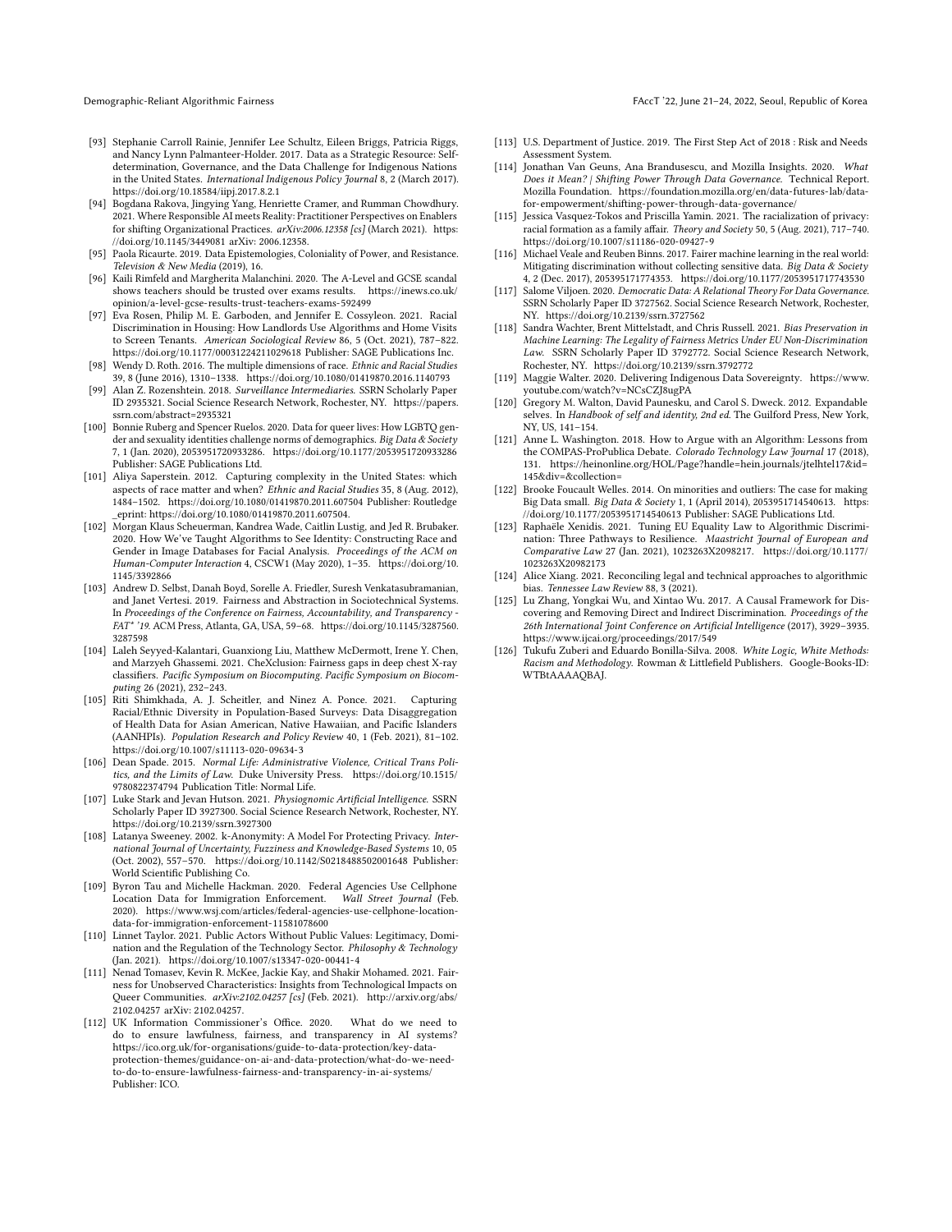[93] Stephanie Carroll Rainie, Jennifer Lee Schultz, Eileen Briggs, Patricia Riggs, and Nancy Lynn Palmanteer-Holder. 2017. Data as a Strategic Resource: Self-determination, Governance, and the Data Challenge for Indigenous Nations in the United States. *International Indigenous Policy Journal* 8, 2 (March 2017). https://doi.org/10.18584/iipj.2017.8.2.1

[94] Bogdana Rakova, Jingying Yang, Henriette Cramer, and Rumman Chowdhury. 2021. Where Responsible AI meets Reality: Practitioner Perspectives on Enablers for shifting Organizational Practices. *arXiv:2006.12358 [cs]* (March 2021). https://doi.org/10.1145/3449081 arXiv: 2006.12358.

[95] Paola Ricaurte. 2019. Data Epistemologies, Coloniality of Power, and Resistance. *Television & New Media* (2019), 16.

[96] Kaili Rimfeld and Margherita Malanchini. 2020. The A-Level and GCSE scandal shows teachers should be trusted over exams results. https://inews.co.uk/opinion/a-level-gcse-results-trust-teachers-exams-592499

[97] Eva Rosen, Philip M. E. Garboden, and Jennifer E. Cossyleon. 2021. Racial Discrimination in Housing: How Landlords Use Algorithms and Home Visits to Screen Tenants. *American Sociological Review* 86, 5 (Oct. 2021), 787–822. https://doi.org/10.1177/00031224211029618 Publisher: SAGE Publications Inc.

[98] Wendy D. Roth. 2016. The multiple dimensions of race. *Ethnic and Racial Studies* 39, 8 (June 2016), 1310–1338. https://doi.org/10.1080/01419870.2016.1140793

[99] Alan Z. Rozenshtein. 2018. *Surveillance Intermediaries*. SSRN Scholarly Paper ID 2935321. Social Science Research Network, Rochester, NY. https://papers.ssrn.com/abstract=2935321

[100] Bonnie Ruberg and Spencer Ruelos. 2020. Data for queer lives: How LGBTQ gender and sexuality identities challenge norms of demographics. *Big Data & Society* 7, 1 (Jan. 2020), 2053951720933286. https://doi.org/10.1177/2053951720933286 Publisher: SAGE Publications Ltd.

[101] Aliya Saperstein. 2012. Capturing complexity in the United States: which aspects of race matter and when? *Ethnic and Racial Studies* 35, 8 (Aug. 2012), 1484–1502. https://doi.org/10.1080/01419870.2011.607504 Publisher: Routledge _eprint: https://doi.org/10.1080/01419870.2011.607504.

[102] Morgan Klaus Scheuerman, Kandrea Wade, Caitlin Lustig, and Jed R. Brubaker. 2020. How We've Taught Algorithms to See Identity: Constructing Race and Gender in Image Databases for Facial Analysis. *Proceedings of the ACM on Human-Computer Interaction* 4, CSCW1 (May 2020), 1–35. https://doi.org/10.1145/3392866

[103] Andrew D. Selbst, Danah Boyd, Sorelle A. Friedler, Suresh Venkatasubramanian, and Janet Vertesi. 2019. Fairness and Abstraction in Sociotechnical Systems. In *Proceedings of the Conference on Fairness, Accountability, and Transparency - FAT* '19*. ACM Press, Atlanta, GA, USA, 59–68. https://doi.org/10.1145/3287560.3287598

[104] Laleh Seyyed-Kalantari, Guanxiong Liu, Matthew McDermott, Irene Y. Chen, and Marzyeh Ghassemi. 2021. CheXclusion: Fairness gaps in deep chest X-ray classifiers. *Pacific Symposium on Biocomputing. Pacific Symposium on Biocomputing* 26 (2021), 232–243.

[105] Riti Shimkhada, A. J. Scheitler, and Ninez A. Ponce. 2021. Capturing Racial/Ethnic Diversity in Population-Based Surveys: Data Disaggregation of Health Data for Asian American, Native Hawaiian, and Pacific Islanders (AANHPIs). *Population Research and Policy Review* 40, 1 (Feb. 2021), 81–102. https://doi.org/10.1007/s11113-020-09634-3

[106] Dean Spade. 2015. *Normal Life: Administrative Violence, Critical Trans Politics, and the Limits of Law*. Duke University Press. https://doi.org/10.1515/9780822374794 Publication Title: Normal Life.

[107] Luke Stark and Jevan Hutson. 2021. *Physiognomic Artificial Intelligence*. SSRN Scholarly Paper ID 3927300. Social Science Research Network, Rochester, NY. https://doi.org/10.2139/ssrn.3927300

[108] Latanya Sweeney. 2002. k-Anonymity: A Model For Protecting Privacy. *International Journal of Uncertainty, Fuzziness and Knowledge-Based Systems* 10, 05 (Oct. 2002), 557–570. https://doi.org/10.1142/S0218488502001648 Publisher: World Scientific Publishing Co.

[109] Byron Tau and Michelle Hackman. 2020. Federal Agencies Use Cellphone Location Data for Immigration Enforcement. *Wall Street Journal* (Feb. 2020). https://www.wsj.com/articles/federal-agencies-use-cellphone-location-data-for-immigration-enforcement-11581078600

[110] Linnet Taylor. 2021. Public Actors Without Public Values: Legitimacy, Domination and the Regulation of the Technology Sector. *Philosophy & Technology* (Jan. 2021). https://doi.org/10.1007/s13347-020-00441-4

[111] Nenad Tomasev, Kevin R. McKee, Jackie Kay, and Shakir Mohamed. 2021. Fairness for Unobserved Characteristics: Insights from Technological Impacts on Queer Communities. *arXiv:2102.04257 [cs]* (Feb. 2021). http://arxiv.org/abs/2102.04257 arXiv: 2102.04257.

[112] UK Information Commissioner's Office. 2020. What do we need to do to ensure lawfulness, fairness, and transparency in AI systems? https://ico.org.uk/for-organisations/guide-to-data-protection/key-data-protection-themes/guidance-on-ai-and-data-protection/what-do-we-need-to-do-to-ensure-lawfulness-fairness-and-transparency-in-ai-systems/ Publisher: ICO.

[113] U.S. Department of Justice. 2019. The First Step Act of 2018 : Risk and Needs Assessment System.

[114] Jonathan Van Geuns, Ana Brandusescu, and Mozilla Insights. 2020. *What Does it Mean? | Shifting Power Through Data Governance*. Technical Report. Mozilla Foundation. https://foundation.mozilla.org/en/data-futures-lab/data-for-empowerment/shifting-power-through-data-governance/

[115] Jessica Vasquez-Tokos and Priscilla Yamin. 2021. The racialization of privacy: racial formation as a family affair. *Theory and Society* 50, 5 (Aug. 2021), 717–740. https://doi.org/10.1007/s11186-020-09427-9

[116] Michael Veale and Reuben Binns. 2017. Fairer machine learning in the real world: Mitigating discrimination without collecting sensitive data. *Big Data & Society* 4, 2 (Dec. 2017), 205395171774353. https://doi.org/10.1177/2053951717743530

[117] Salome Viljoen. 2020. *Democratic Data: A Relational Theory For Data Governance*. SSRN Scholarly Paper ID 3727562. Social Science Research Network, Rochester, NY. https://doi.org/10.2139/ssrn.3727562

[118] Sandra Wachter, Brent Mittelstadt, and Chris Russell. 2021. *Bias Preservation in Machine Learning: The Legality of Fairness Metrics Under EU Non-Discrimination Law*. SSRN Scholarly Paper ID 3792772. Social Science Research Network, Rochester, NY. https://doi.org/10.2139/ssrn.3792772

[119] Maggie Walter. 2020. Delivering Indigenous Data Sovereignty. https://www.youtube.com/watch?v=NCsCZJ8ugPA

[120] Gregory M. Walton, David Paunesku, and Carol S. Dweck. 2012. Expandable selves. In *Handbook of self and identity, 2nd ed.* The Guilford Press, New York, NY, US, 141–154.

[121] Anne L. Washington. 2018. How to Argue with an Algorithm: Lessons from the COMPAS-ProPublica Debate. *Colorado Technology Law Journal* 17 (2018), 131. https://heinonline.org/HOL/Page?handle=hein.journals/jtelhtel17&id=145&div=&collection=

[122] Brooke Foucault Welles. 2014. On minorities and outliers: The case for making Big Data small. *Big Data & Society* 1, 1 (April 2014), 2053951714540613. https://doi.org/10.1177/2053951714540613 Publisher: SAGE Publications Ltd.

[123] Raphaële Xenidis. 2021. Tuning EU Equality Law to Algorithmic Discrimination: Three Pathways to Resilience. *Maastricht Journal of European and Comparative Law* 27 (Jan. 2021), 1023263X2098217. https://doi.org/10.1177/1023263X20982173

[124] Alice Xiang. 2021. Reconciling legal and technical approaches to algorithmic bias. *Tennessee Law Review* 88, 3 (2021).

[125] Lu Zhang, Yongkai Wu, and Xintao Wu. 2017. A Causal Framework for Discovering and Removing Direct and Indirect Discrimination. *Proceedings of the 26th International Joint Conference on Artificial Intelligence* (2017), 3929–3935. https://www.ijcai.org/proceedings/2017/549

[126] Tukufu Zuberi and Eduardo Bonilla-Silva. 2008. *White Logic, White Methods: Racism and Methodology*. Rowman & Littlefield Publishers. Google-Books-ID: WTBtAAAAQBAJ.